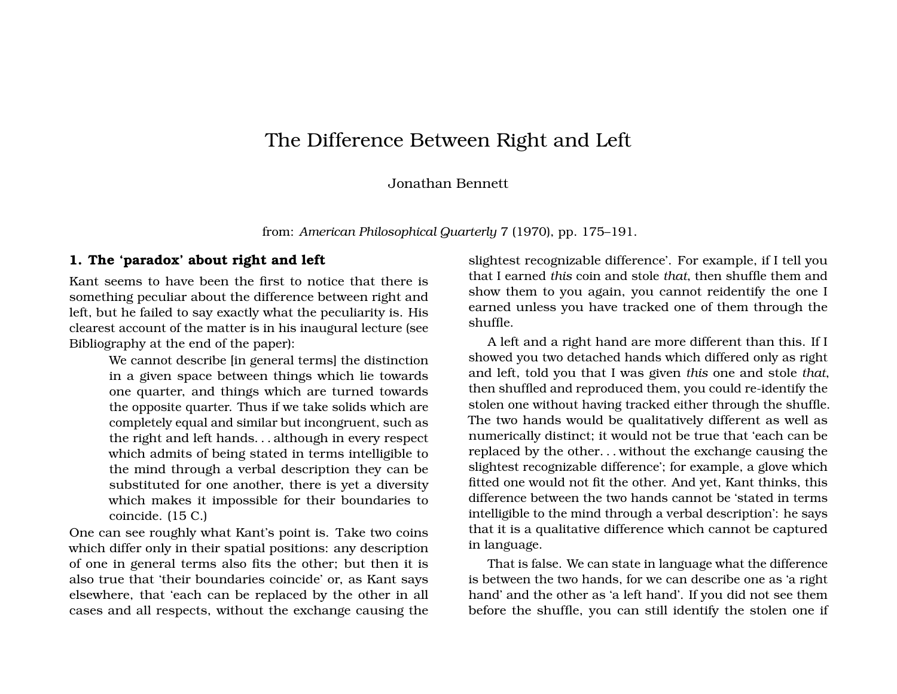# The Difference Between Right and Left

Jonathan Bennett

from: *American Philosophical Quarterly* 7 (1970), pp. 175–191.

## 1. The 'paradox' about right and left

Kant seems to have been the first to notice that there is something peculiar about the difference between right and left, but he failed to say exactly what the peculiarity is. His clearest account of the matter is in his inaugural lecture (see Bibliography at the end of the paper):

> We cannot describe [in general terms] the distinction in a given space between things which lie towards one quarter, and things which are turned towards the opposite quarter. Thus if we take solids which are completely equal and similar but incongruent, such as the right and left hands. . . although in every respect which admits of being stated in terms intelligible to the mind through a verbal description they can be substituted for one another, there is yet a diversity which makes it impossible for their boundaries to coincide. (15 C.)

One can see roughly what Kant's point is. Take two coins which differ only in their spatial positions: any description of one in general terms also fits the other; but then it is also true that 'their boundaries coincide' or, as Kant says elsewhere, that 'each can be replaced by the other in all cases and all respects, without the exchange causing the slightest recognizable difference'. For example, if I tell you that I earned *this* coin and stole *that*, then shuffle them and show them to you again, you cannot reidentify the one I earned unless you have tracked one of them through the shuffle.

A left and a right hand are more different than this. If I showed you two detached hands which differed only as right and left, told you that I was given *this* one and stole *that*, then shuffled and reproduced them, you could re-identify the stolen one without having tracked either through the shuffle. The two hands would be qualitatively different as well as numerically distinct; it would not be true that 'each can be replaced by the other. . . without the exchange causing the slightest recognizable difference'; for example, a glove which fitted one would not fit the other. And yet, Kant thinks, this difference between the two hands cannot be 'stated in terms intelligible to the mind through a verbal description': he says that it is a qualitative difference which cannot be captured in language.

That is false. We can state in language what the difference is between the two hands, for we can describe one as 'a right hand' and the other as 'a left hand'. If you did not see them before the shuffle, you can still identify the stolen one if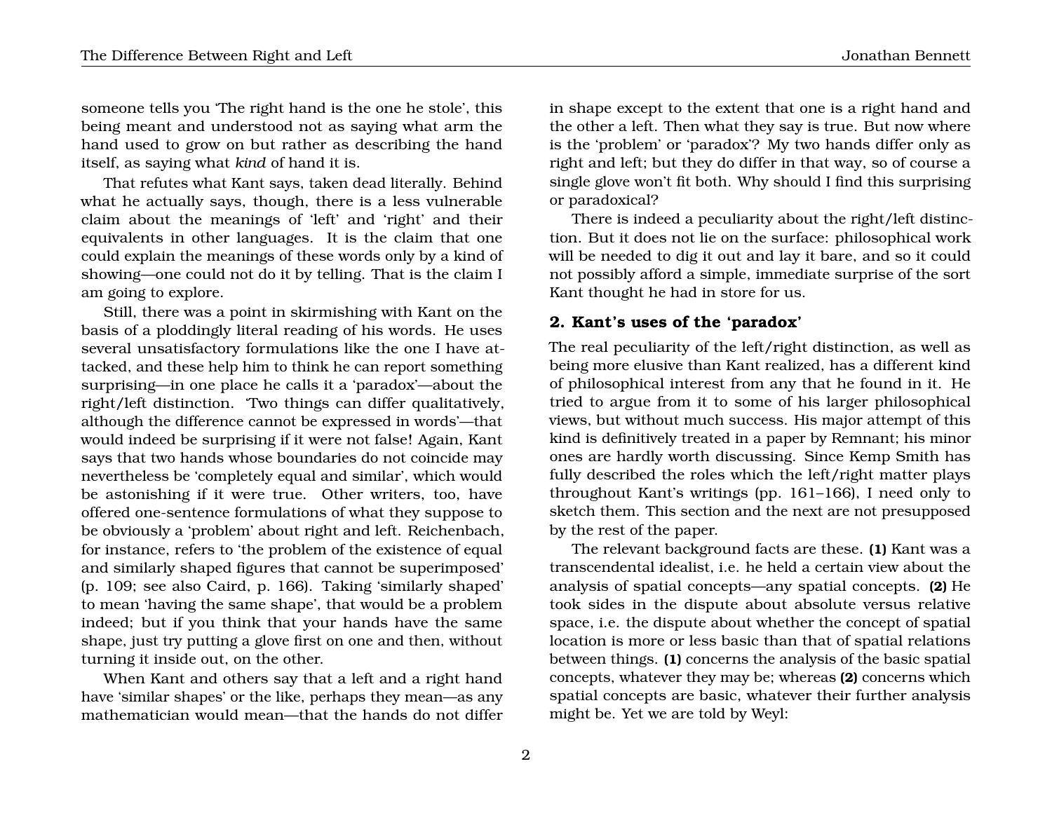someone tells you 'The right hand is the one he stole', this being meant and understood not as saying what arm the hand used to grow on but rather as describing the hand itself, as saying what *kind* of hand it is.

That refutes what Kant says, taken dead literally. Behind what he actually says, though, there is a less vulnerable claim about the meanings of 'left' and 'right' and their equivalents in other languages. It is the claim that one could explain the meanings of these words only by a kind of showing—one could not do it by telling. That is the claim I am going to explore.

Still, there was a point in skirmishing with Kant on the basis of a ploddingly literal reading of his words. He uses several unsatisfactory formulations like the one I have attacked, and these help him to think he can report something surprising—in one place he calls it a 'paradox'—about the right/left distinction. 'Two things can differ qualitatively, although the difference cannot be expressed in words'—that would indeed be surprising if it were not false! Again, Kant says that two hands whose boundaries do not coincide may nevertheless be 'completely equal and similar', which would be astonishing if it were true. Other writers, too, have offered one-sentence formulations of what they suppose to be obviously a 'problem' about right and left. Reichenbach, for instance, refers to 'the problem of the existence of equal and similarly shaped figures that cannot be superimposed' (p. 109; see also Caird, p. 166). Taking 'similarly shaped' to mean 'having the same shape', that would be a problem indeed; but if you think that your hands have the same shape, just try putting a glove first on one and then, without turning it inside out, on the other.

When Kant and others say that a left and a right hand have 'similar shapes' or the like, perhaps they mean—as any mathematician would mean—that the hands do not differ in shape except to the extent that one is a right hand and the other a left. Then what they say is true. But now where is the 'problem' or 'paradox'? My two hands differ only as right and left; but they do differ in that way, so of course a single glove won't fit both. Why should I find this surprising or paradoxical?

There is indeed a peculiarity about the right/left distinction. But it does not lie on the surface: philosophical work will be needed to dig it out and lay it bare, and so it could not possibly afford a simple, immediate surprise of the sort Kant thought he had in store for us.

## 2. Kant's uses of the 'paradox'

The real peculiarity of the left/right distinction, as well as being more elusive than Kant realized, has a different kind of philosophical interest from any that he found in it. He tried to argue from it to some of his larger philosophical views, but without much success. His major attempt of this kind is definitively treated in a paper by Remnant; his minor ones are hardly worth discussing. Since Kemp Smith has fully described the roles which the left/right matter plays throughout Kant's writings (pp. 161–166), I need only to sketch them. This section and the next are not presupposed by the rest of the paper.

The relevant background facts are these. **(1)** Kant was a transcendental idealist, i.e. he held a certain view about the analysis of spatial concepts—any spatial concepts. **(2)** He took sides in the dispute about absolute versus relative space, i.e. the dispute about whether the concept of spatial location is more or less basic than that of spatial relations between things. **(1)** concerns the analysis of the basic spatial concepts, whatever they may be; whereas **(2)** concerns which spatial concepts are basic, whatever their further analysis might be. Yet we are told by Weyl: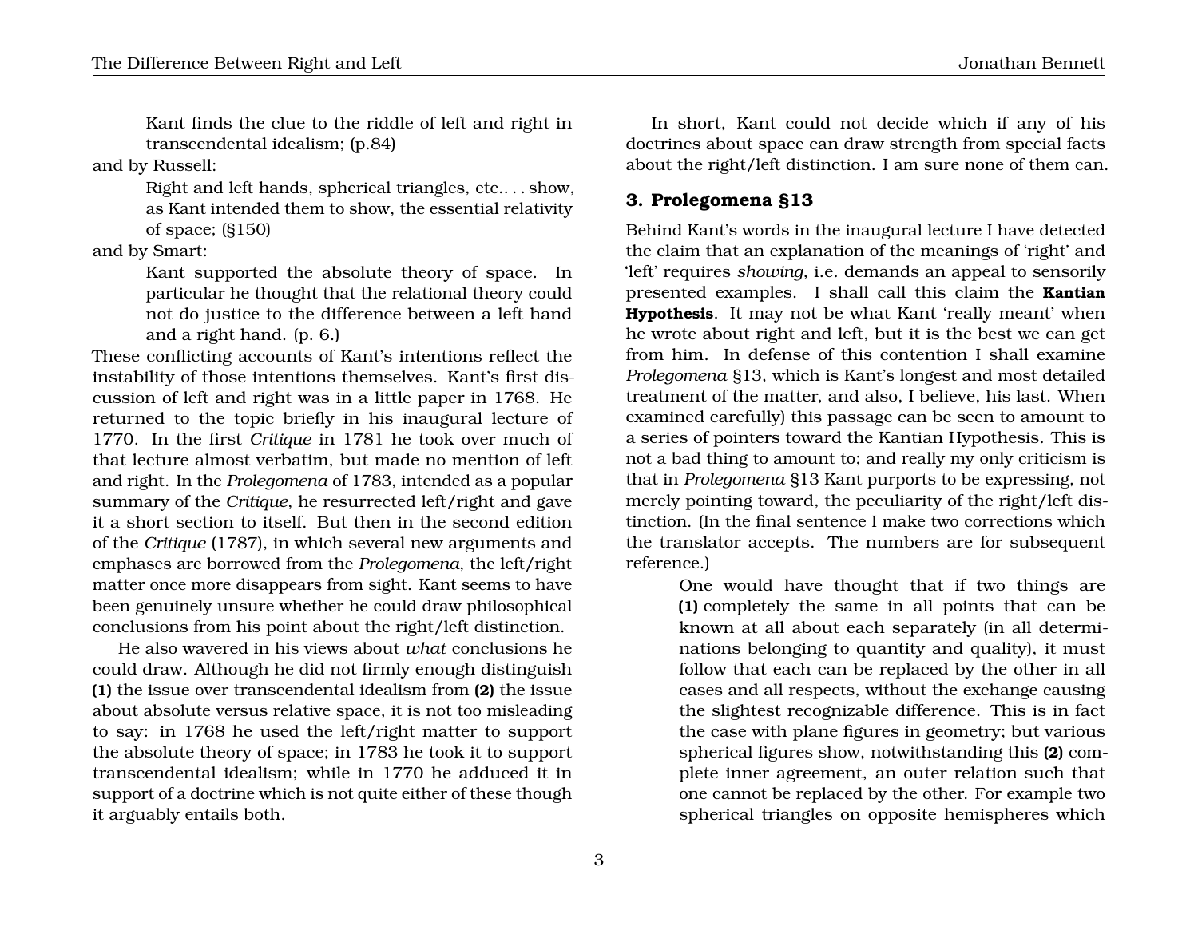> Kant finds the clue to the riddle of left and right in transcendental idealism; (p.84)

and by Russell:

> Right and left hands, spherical triangles, etc.. . . show, as Kant intended them to show, the essential relativity of space; (§150)

and by Smart:

> Kant supported the absolute theory of space. In particular he thought that the relational theory could not do justice to the difference between a left hand and a right hand. (p. 6.)

These conflicting accounts of Kant's intentions reflect the instability of those intentions themselves. Kant's first discussion of left and right was in a little paper in 1768. He returned to the topic briefly in his inaugural lecture of 1770. In the first *Critique* in 1781 he took over much of that lecture almost verbatim, but made no mention of left and right. In the *Prolegomena* of 1783, intended as a popular summary of the *Critique*, he resurrected left/right and gave it a short section to itself. But then in the second edition of the *Critique* (1787), in which several new arguments and emphases are borrowed from the *Prolegomena*, the left/right matter once more disappears from sight. Kant seems to have been genuinely unsure whether he could draw philosophical conclusions from his point about the right/left distinction.

He also wavered in his views about *what* conclusions he could draw. Although he did not firmly enough distinguish **(1)** the issue over transcendental idealism from **(2)** the issue about absolute versus relative space, it is not too misleading to say: in 1768 he used the left/right matter to support the absolute theory of space; in 1783 he took it to support transcendental idealism; while in 1770 he adduced it in support of a doctrine which is not quite either of these though it arguably entails both.

In short, Kant could not decide which if any of his doctrines about space can draw strength from special facts about the right/left distinction. I am sure none of them can.

### 3. Prolegomena §13

Behind Kant's words in the inaugural lecture I have detected the claim that an explanation of the meanings of 'right' and 'left' requires *showing*, i.e. demands an appeal to sensorily presented examples. I shall call this claim the **Kantian Hypothesis**. It may not be what Kant 'really meant' when he wrote about right and left, but it is the best we can get from him. In defense of this contention I shall examine *Prolegomena* §13, which is Kant's longest and most detailed treatment of the matter, and also, I believe, his last. When examined carefully) this passage can be seen to amount to a series of pointers toward the Kantian Hypothesis. This is not a bad thing to amount to; and really my only criticism is that in *Prolegomena* §13 Kant purports to be expressing, not merely pointing toward, the peculiarity of the right/left distinction. (In the final sentence I make two corrections which the translator accepts. The numbers are for subsequent reference.)

> One would have thought that if two things are **(1)** completely the same in all points that can be known at all about each separately (in all determinations belonging to quantity and quality), it must follow that each can be replaced by the other in all cases and all respects, without the exchange causing the slightest recognizable difference. This is in fact the case with plane figures in geometry; but various spherical figures show, notwithstanding this **(2)** complete inner agreement, an outer relation such that one cannot be replaced by the other. For example two spherical triangles on opposite hemispheres which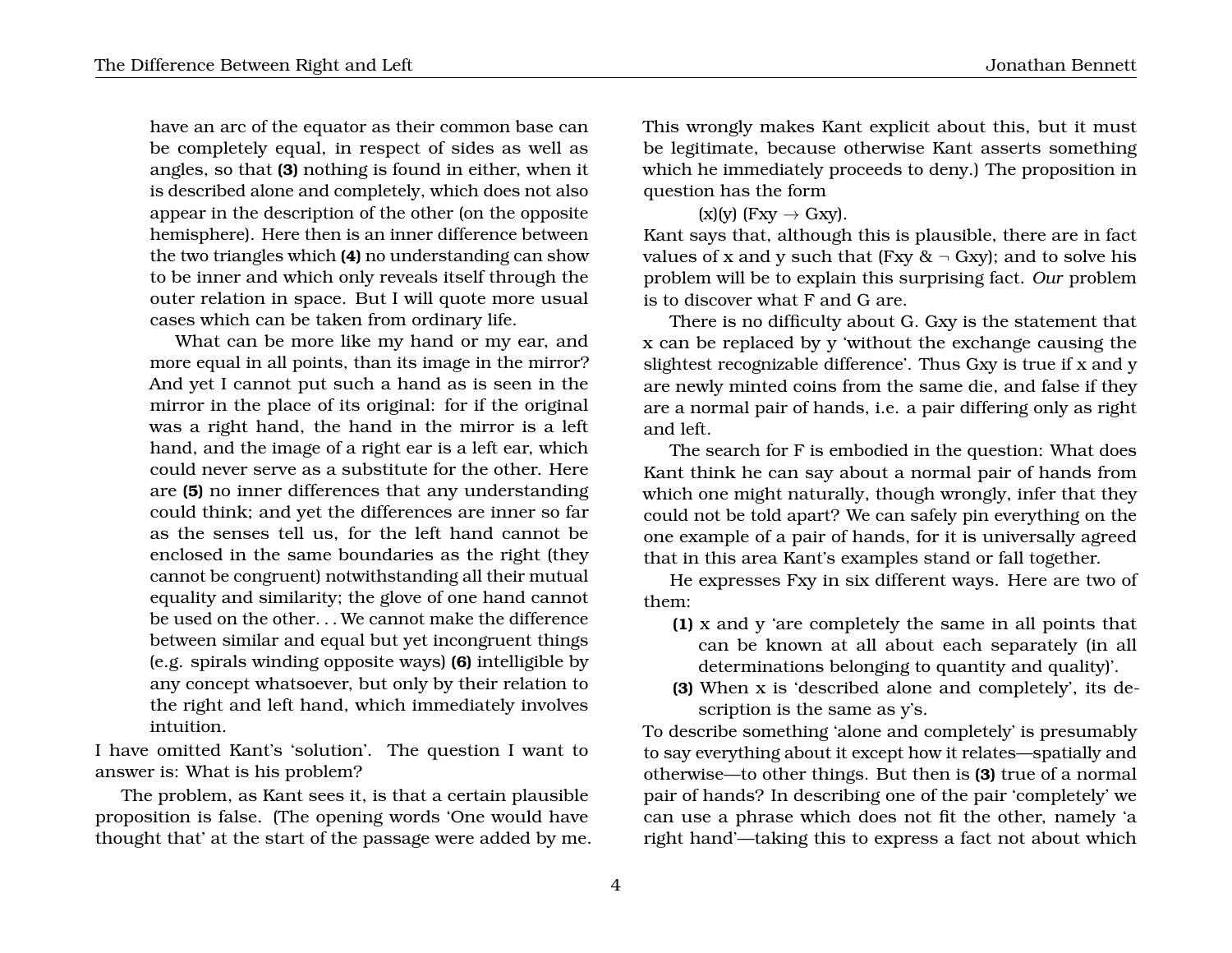> have an arc of the equator as their common base can be completely equal, in respect of sides as well as angles, so that **(3)** nothing is found in either, when it is described alone and completely, which does not also appear in the description of the other (on the opposite hemisphere). Here then is an inner difference between the two triangles which **(4)** no understanding can show to be inner and which only reveals itself through the outer relation in space. But I will quote more usual cases which can be taken from ordinary life.
>
> What can be more like my hand or my ear, and more equal in all points, than its image in the mirror? And yet I cannot put such a hand as is seen in the mirror in the place of its original: for if the original was a right hand, the hand in the mirror is a left hand, and the image of a right ear is a left ear, which could never serve as a substitute for the other. Here are **(5)** no inner differences that any understanding could think; and yet the differences are inner so far as the senses tell us, for the left hand cannot be enclosed in the same boundaries as the right (they cannot be congruent) notwithstanding all their mutual equality and similarity; the glove of one hand cannot be used on the other. . . We cannot make the difference between similar and equal but yet incongruent things (e.g. spirals winding opposite ways) **(6)** intelligible by any concept whatsoever, but only by their relation to the right and left hand, which immediately involves intuition.

I have omitted Kant's 'solution'. The question I want to answer is: What is his problem?

The problem, as Kant sees it, is that a certain plausible proposition is false. (The opening words 'One would have thought that' at the start of the passage were added by me. This wrongly makes Kant explicit about this, but it must be legitimate, because otherwise Kant asserts something which he immediately proceeds to deny.) The proposition in question has the form

$$(x)(y)\ (Fxy \rightarrow Gxy).$$

Kant says that, although this is plausible, there are in fact values of x and y such that $(Fxy\ \&\ \neg\ Gxy)$; and to solve his problem will be to explain this surprising fact. *Our* problem is to discover what F and G are.

There is no difficulty about G. Gxy is the statement that x can be replaced by y 'without the exchange causing the slightest recognizable difference'. Thus Gxy is true if x and y are newly minted coins from the same die, and false if they are a normal pair of hands, i.e. a pair differing only as right and left.

The search for F is embodied in the question: What does Kant think he can say about a normal pair of hands from which one might naturally, though wrongly, infer that they could not be told apart? We can safely pin everything on the one example of a pair of hands, for it is universally agreed that in this area Kant's examples stand or fall together.

He expresses Fxy in six different ways. Here are two of them:

- **(1)** x and y 'are completely the same in all points that can be known at all about each separately (in all determinations belonging to quantity and quality)'.
- **(3)** When x is 'described alone and completely', its description is the same as y's.

To describe something 'alone and completely' is presumably to say everything about it except how it relates—spatially and otherwise—to other things. But then is **(3)** true of a normal pair of hands? In describing one of the pair 'completely' we can use a phrase which does not fit the other, namely 'a right hand'—taking this to express a fact not about which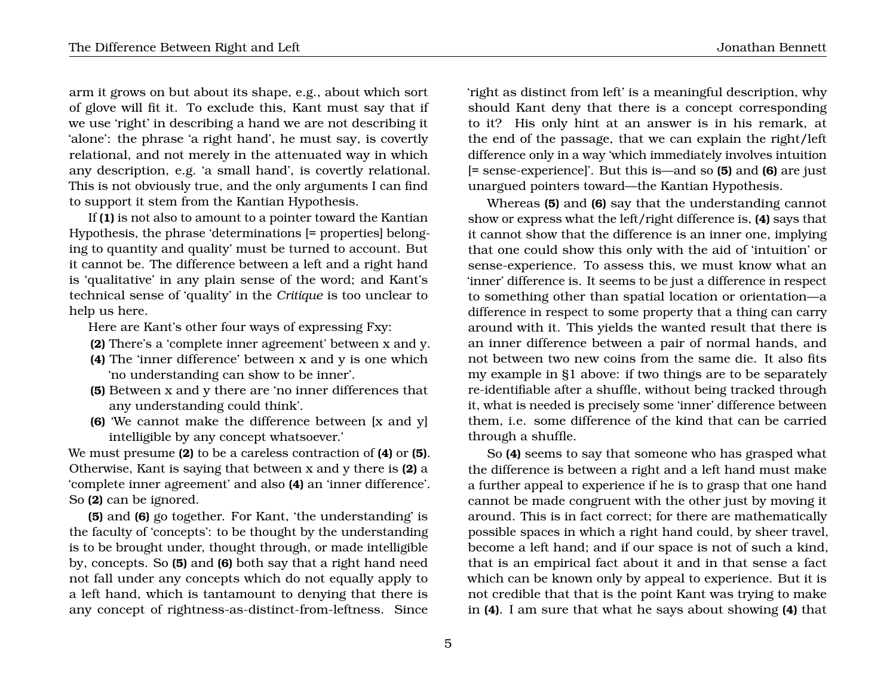arm it grows on but about its shape, e.g., about which sort of glove will fit it. To exclude this, Kant must say that if we use 'right' in describing a hand we are not describing it 'alone': the phrase 'a right hand', he must say, is covertly relational, and not merely in the attenuated way in which any description, e.g. 'a small hand', is covertly relational. This is not obviously true, and the only arguments I can find to support it stem from the Kantian Hypothesis.

If **(1)** is not also to amount to a pointer toward the Kantian Hypothesis, the phrase 'determinations [= properties] belonging to quantity and quality' must be turned to account. But it cannot be. The difference between a left and a right hand is 'qualitative' in any plain sense of the word; and Kant's technical sense of 'quality' in the *Critique* is too unclear to help us here.

Here are Kant's other four ways of expressing Fxy:

- **(2)** There's a 'complete inner agreement' between x and y.
- **(4)** The 'inner difference' between x and y is one which 'no understanding can show to be inner'.
- **(5)** Between x and y there are 'no inner differences that any understanding could think'.
- **(6)** 'We cannot make the difference between [x and y] intelligible by any concept whatsoever.'

We must presume **(2)** to be a careless contraction of **(4)** or **(5)**. Otherwise, Kant is saying that between x and y there is **(2)** a 'complete inner agreement' and also **(4)** an 'inner difference'. So **(2)** can be ignored.

**(5)** and **(6)** go together. For Kant, 'the understanding' is the faculty of 'concepts': to be thought by the understanding is to be brought under, thought through, or made intelligible by, concepts. So **(5)** and **(6)** both say that a right hand need not fall under any concepts which do not equally apply to a left hand, which is tantamount to denying that there is any concept of rightness-as-distinct-from-leftness. Since 'right as distinct from left' is a meaningful description, why should Kant deny that there is a concept corresponding to it? His only hint at an answer is in his remark, at the end of the passage, that we can explain the right/left difference only in a way 'which immediately involves intuition [= sense-experience]'. But this is—and so **(5)** and **(6)** are just unargued pointers toward—the Kantian Hypothesis.

Whereas **(5)** and **(6)** say that the understanding cannot show or express what the left/right difference is, **(4)** says that it cannot show that the difference is an inner one, implying that one could show this only with the aid of 'intuition' or sense-experience. To assess this, we must know what an 'inner' difference is. It seems to be just a difference in respect to something other than spatial location or orientation—a difference in respect to some property that a thing can carry around with it. This yields the wanted result that there is an inner difference between a pair of normal hands, and not between two new coins from the same die. It also fits my example in §1 above: if two things are to be separately re-identifiable after a shuffle, without being tracked through it, what is needed is precisely some 'inner' difference between them, i.e. some difference of the kind that can be carried through a shuffle.

So **(4)** seems to say that someone who has grasped what the difference is between a right and a left hand must make a further appeal to experience if he is to grasp that one hand cannot be made congruent with the other just by moving it around. This is in fact correct; for there are mathematically possible spaces in which a right hand could, by sheer travel, become a left hand; and if our space is not of such a kind, that is an empirical fact about it and in that sense a fact which can be known only by appeal to experience. But it is not credible that that is the point Kant was trying to make in **(4)**. I am sure that what he says about showing **(4)** that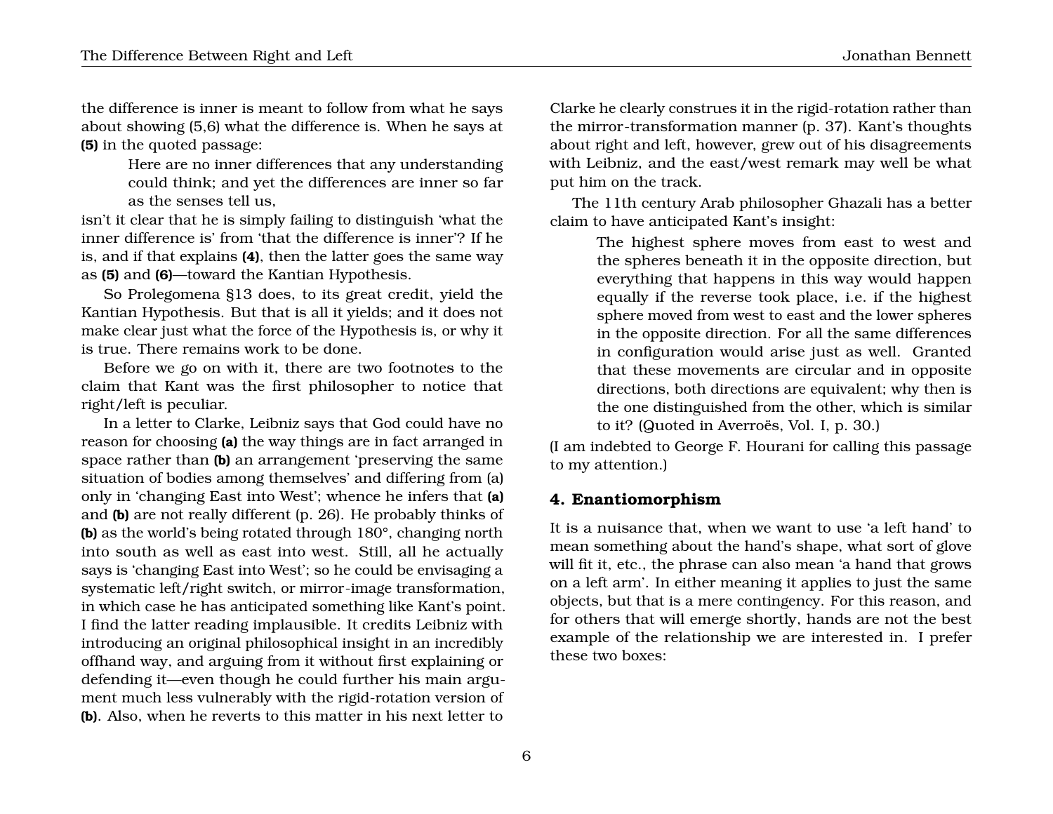the difference is inner is meant to follow from what he says about showing (5,6) what the difference is. When he says at **(5)** in the quoted passage:

> Here are no inner differences that any understanding could think; and yet the differences are inner so far as the senses tell us,

isn't it clear that he is simply failing to distinguish 'what the inner difference is' from 'that the difference is inner'? If he is, and if that explains **(4)**, then the latter goes the same way as **(5)** and **(6)**—toward the Kantian Hypothesis.

So Prolegomena §13 does, to its great credit, yield the Kantian Hypothesis. But that is all it yields; and it does not make clear just what the force of the Hypothesis is, or why it is true. There remains work to be done.

Before we go on with it, there are two footnotes to the claim that Kant was the first philosopher to notice that right/left is peculiar.

In a letter to Clarke, Leibniz says that God could have no reason for choosing **(a)** the way things are in fact arranged in space rather than **(b)** an arrangement 'preserving the same situation of bodies among themselves' and differing from (a) only in 'changing East into West'; whence he infers that **(a)** and **(b)** are not really different (p. 26). He probably thinks of **(b)** as the world's being rotated through 180°, changing north into south as well as east into west. Still, all he actually says is 'changing East into West'; so he could be envisaging a systematic left/right switch, or mirror-image transformation, in which case he has anticipated something like Kant's point. I find the latter reading implausible. It credits Leibniz with introducing an original philosophical insight in an incredibly offhand way, and arguing from it without first explaining or defending it—even though he could further his main argument much less vulnerably with the rigid-rotation version of **(b)**. Also, when he reverts to this matter in his next letter to Clarke he clearly construes it in the rigid-rotation rather than the mirror-transformation manner (p. 37). Kant's thoughts about right and left, however, grew out of his disagreements with Leibniz, and the east/west remark may well be what put him on the track.

The 11th century Arab philosopher Ghazali has a better claim to have anticipated Kant's insight:

> The highest sphere moves from east to west and the spheres beneath it in the opposite direction, but everything that happens in this way would happen equally if the reverse took place, i.e. if the highest sphere moved from west to east and the lower spheres in the opposite direction. For all the same differences in configuration would arise just as well. Granted that these movements are circular and in opposite directions, both directions are equivalent; why then is the one distinguished from the other, which is similar to it? (Quoted in Averroës, Vol. I, p. 30.)

(I am indebted to George F. Hourani for calling this passage to my attention.)

## 4. Enantiomorphism

It is a nuisance that, when we want to use 'a left hand' to mean something about the hand's shape, what sort of glove will fit it, etc., the phrase can also mean 'a hand that grows on a left arm'. In either meaning it applies to just the same objects, but that is a mere contingency. For this reason, and for others that will emerge shortly, hands are not the best example of the relationship we are interested in. I prefer these two boxes: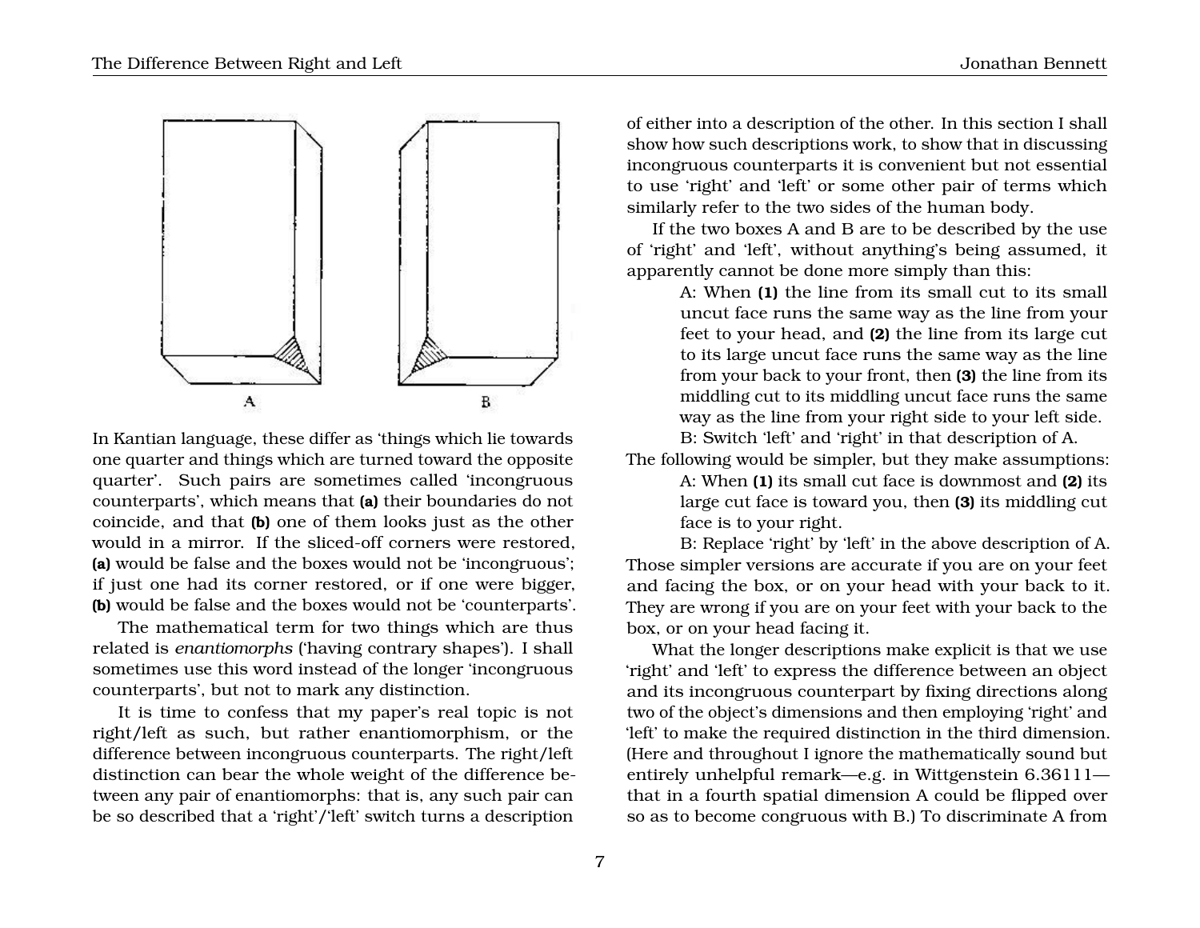A B

In Kantian language, these differ as 'things which lie towards one quarter and things which are turned toward the opposite quarter'. Such pairs are sometimes called 'incongruous counterparts', which means that **(a)** their boundaries do not coincide, and that **(b)** one of them looks just as the other would in a mirror. If the sliced-off corners were restored, **(a)** would be false and the boxes would not be 'incongruous'; if just one had its corner restored, or if one were bigger, **(b)** would be false and the boxes would not be 'counterparts'.

The mathematical term for two things which are thus related is *enantiomorphs* ('having contrary shapes'). I shall sometimes use this word instead of the longer 'incongruous counterparts', but not to mark any distinction.

It is time to confess that my paper's real topic is not right/left as such, but rather enantiomorphism, or the difference between incongruous counterparts. The right/left distinction can bear the whole weight of the difference between any pair of enantiomorphs: that is, any such pair can be so described that a 'right'/'left' switch turns a description of either into a description of the other. In this section I shall show how such descriptions work, to show that in discussing incongruous counterparts it is convenient but not essential to use 'right' and 'left' or some other pair of terms which similarly refer to the two sides of the human body.

If the two boxes A and B are to be described by the use of 'right' and 'left', without anything's being assumed, it apparently cannot be done more simply than this:

> A: When **(1)** the line from its small cut to its small uncut face runs the same way as the line from your feet to your head, and **(2)** the line from its large cut to its large uncut face runs the same way as the line from your back to your front, then **(3)** the line from its middling cut to its middling uncut face runs the same way as the line from your right side to your left side.
>
> B: Switch 'left' and 'right' in that description of A.

The following would be simpler, but they make assumptions:

> A: When **(1)** its small cut face is downmost and **(2)** its large cut face is toward you, then **(3)** its middling cut face is to your right.
>
> B: Replace 'right' by 'left' in the above description of A.

Those simpler versions are accurate if you are on your feet and facing the box, or on your head with your back to it. They are wrong if you are on your feet with your back to the box, or on your head facing it.

What the longer descriptions make explicit is that we use 'right' and 'left' to express the difference between an object and its incongruous counterpart by fixing directions along two of the object's dimensions and then employing 'right' and 'left' to make the required distinction in the third dimension. (Here and throughout I ignore the mathematically sound but entirely unhelpful remark—e.g. in Wittgenstein 6.36111—that in a fourth spatial dimension A could be flipped over so as to become congruous with B.) To discriminate A from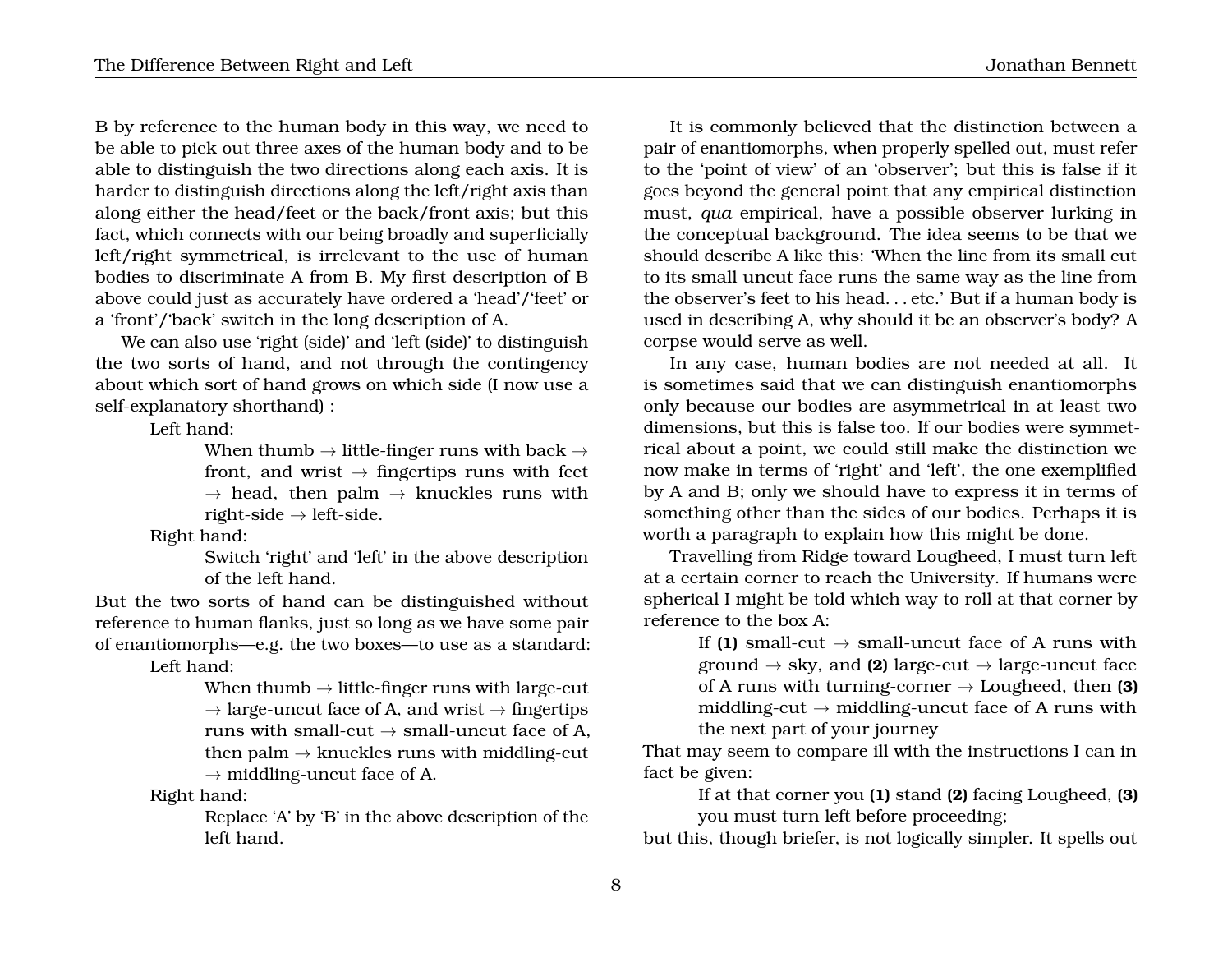B by reference to the human body in this way, we need to be able to pick out three axes of the human body and to be able to distinguish the two directions along each axis. It is harder to distinguish directions along the left/right axis than along either the head/feet or the back/front axis; but this fact, which connects with our being broadly and superficially left/right symmetrical, is irrelevant to the use of human bodies to discriminate A from B. My first description of B above could just as accurately have ordered a 'head'/'feet' or a 'front'/'back' switch in the long description of A.

We can also use 'right (side)' and 'left (side)' to distinguish the two sorts of hand, and not through the contingency about which sort of hand grows on which side (I now use a self-explanatory shorthand) :

> Left hand:
>
> > When thumb → little-finger runs with back → front, and wrist → fingertips runs with feet → head, then palm → knuckles runs with right-side → left-side.
>
> Right hand:
>
> > Switch 'right' and 'left' in the above description of the left hand.

But the two sorts of hand can be distinguished without reference to human flanks, just so long as we have some pair of enantiomorphs—e.g. the two boxes—to use as a standard:

> Left hand:
>
> > When thumb → little-finger runs with large-cut → large-uncut face of A, and wrist → fingertips runs with small-cut → small-uncut face of A, then palm → knuckles runs with middling-cut → middling-uncut face of A.
>
> Right hand:
>
> > Replace 'A' by 'B' in the above description of the left hand.

It is commonly believed that the distinction between a pair of enantiomorphs, when properly spelled out, must refer to the 'point of view' of an 'observer'; but this is false if it goes beyond the general point that any empirical distinction must, *qua* empirical, have a possible observer lurking in the conceptual background. The idea seems to be that we should describe A like this: 'When the line from its small cut to its small uncut face runs the same way as the line from the observer's feet to his head. . . etc.' But if a human body is used in describing A, why should it be an observer's body? A corpse would serve as well.

In any case, human bodies are not needed at all. It is sometimes said that we can distinguish enantiomorphs only because our bodies are asymmetrical in at least two dimensions, but this is false too. If our bodies were symmetrical about a point, we could still make the distinction we now make in terms of 'right' and 'left', the one exemplified by A and B; only we should have to express it in terms of something other than the sides of our bodies. Perhaps it is worth a paragraph to explain how this might be done.

Travelling from Ridge toward Lougheed, I must turn left at a certain corner to reach the University. If humans were spherical I might be told which way to roll at that corner by reference to the box A:

> If **(1)** small-cut → small-uncut face of A runs with ground → sky, and **(2)** large-cut → large-uncut face of A runs with turning-corner → Lougheed, then **(3)** middling-cut → middling-uncut face of A runs with the next part of your journey

That may seem to compare ill with the instructions I can in fact be given:

> If at that corner you **(1)** stand **(2)** facing Lougheed, **(3)** you must turn left before proceeding;

but this, though briefer, is not logically simpler. It spells out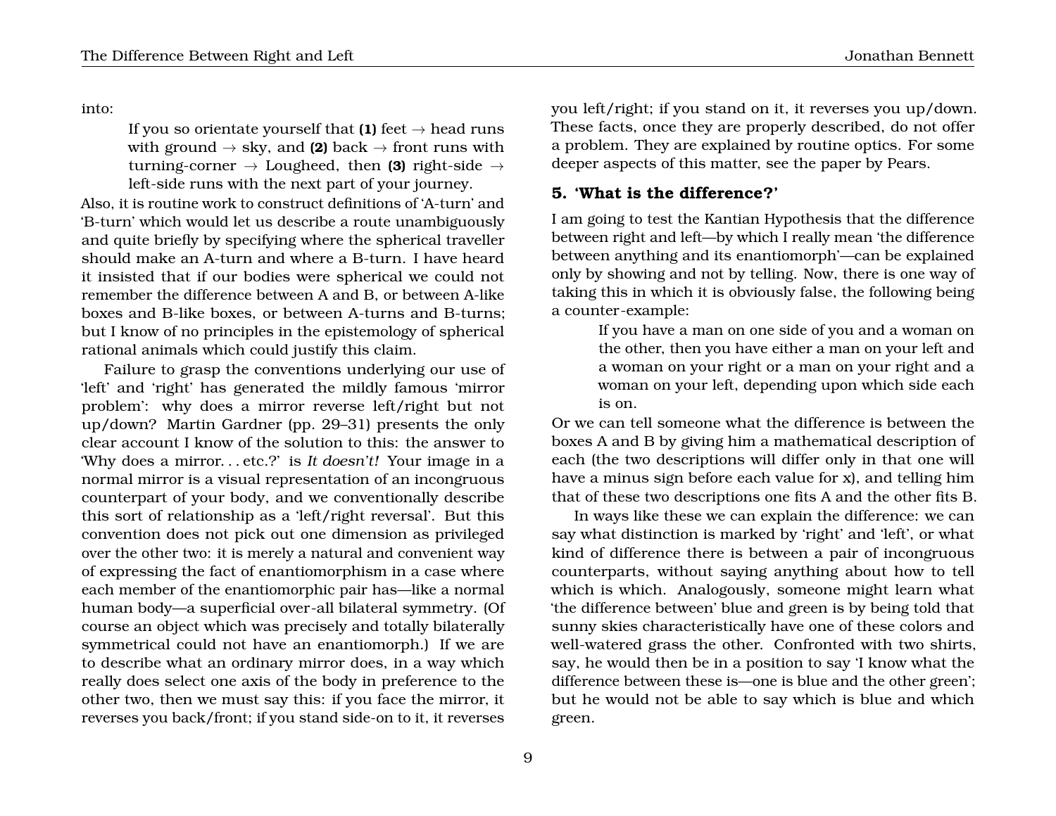into:

> If you so orientate yourself that **(1)** feet → head runs with ground → sky, and **(2)** back → front runs with turning-corner → Lougheed, then **(3)** right-side → left-side runs with the next part of your journey.

Also, it is routine work to construct definitions of 'A-turn' and 'B-turn' which would let us describe a route unambiguously and quite briefly by specifying where the spherical traveller should make an A-turn and where a B-turn. I have heard it insisted that if our bodies were spherical we could not remember the difference between A and B, or between A-like boxes and B-like boxes, or between A-turns and B-turns; but I know of no principles in the epistemology of spherical rational animals which could justify this claim.

Failure to grasp the conventions underlying our use of 'left' and 'right' has generated the mildly famous 'mirror problem': why does a mirror reverse left/right but not up/down? Martin Gardner (pp. 29–31) presents the only clear account I know of the solution to this: the answer to 'Why does a mirror. . . etc.?' is *It doesn't!* Your image in a normal mirror is a visual representation of an incongruous counterpart of your body, and we conventionally describe this sort of relationship as a 'left/right reversal'. But this convention does not pick out one dimension as privileged over the other two: it is merely a natural and convenient way of expressing the fact of enantiomorphism in a case where each member of the enantiomorphic pair has—like a normal human body—a superficial over-all bilateral symmetry. (Of course an object which was precisely and totally bilaterally symmetrical could not have an enantiomorph.) If we are to describe what an ordinary mirror does, in a way which really does select one axis of the body in preference to the other two, then we must say this: if you face the mirror, it reverses you back/front; if you stand side-on to it, it reverses you left/right; if you stand on it, it reverses you up/down. These facts, once they are properly described, do not offer a problem. They are explained by routine optics. For some deeper aspects of this matter, see the paper by Pears.

## 5. 'What is the difference?'

I am going to test the Kantian Hypothesis that the difference between right and left—by which I really mean 'the difference between anything and its enantiomorph'—can be explained only by showing and not by telling. Now, there is one way of taking this in which it is obviously false, the following being a counter-example:

> If you have a man on one side of you and a woman on the other, then you have either a man on your left and a woman on your right or a man on your right and a woman on your left, depending upon which side each is on.

Or we can tell someone what the difference is between the boxes A and B by giving him a mathematical description of each (the two descriptions will differ only in that one will have a minus sign before each value for x), and telling him that of these two descriptions one fits A and the other fits B.

In ways like these we can explain the difference: we can say what distinction is marked by 'right' and 'left', or what kind of difference there is between a pair of incongruous counterparts, without saying anything about how to tell which is which. Analogously, someone might learn what 'the difference between' blue and green is by being told that sunny skies characteristically have one of these colors and well-watered grass the other. Confronted with two shirts, say, he would then be in a position to say 'I know what the difference between these is—one is blue and the other green'; but he would not be able to say which is blue and which green.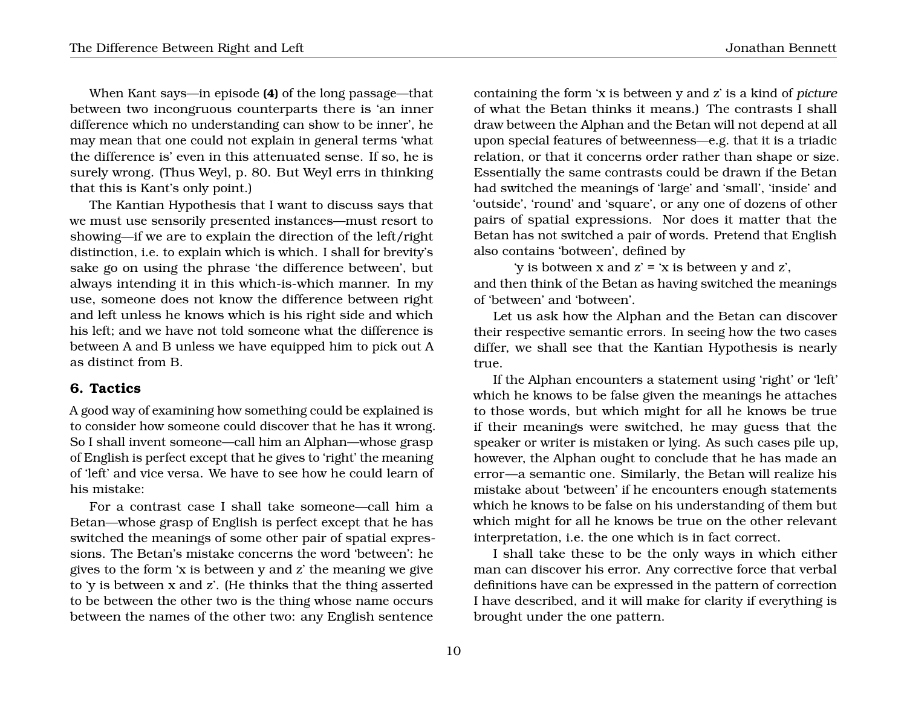When Kant says—in episode **(4)** of the long passage—that between two incongruous counterparts there is 'an inner difference which no understanding can show to be inner', he may mean that one could not explain in general terms 'what the difference is' even in this attenuated sense. If so, he is surely wrong. (Thus Weyl, p. 80. But Weyl errs in thinking that this is Kant's only point.)

The Kantian Hypothesis that I want to discuss says that we must use sensorily presented instances—must resort to showing—if we are to explain the direction of the left/right distinction, i.e. to explain which is which. I shall for brevity's sake go on using the phrase 'the difference between', but always intending it in this which-is-which manner. In my use, someone does not know the difference between right and left unless he knows which is his right side and which his left; and we have not told someone what the difference is between A and B unless we have equipped him to pick out A as distinct from B.

## 6. Tactics

A good way of examining how something could be explained is to consider how someone could discover that he has it wrong. So I shall invent someone—call him an Alphan—whose grasp of English is perfect except that he gives to 'right' the meaning of 'left' and vice versa. We have to see how he could learn of his mistake:

For a contrast case I shall take someone—call him a Betan—whose grasp of English is perfect except that he has switched the meanings of some other pair of spatial expressions. The Betan's mistake concerns the word 'between': he gives to the form 'x is between y and z' the meaning we give to 'y is between x and z'. (He thinks that the thing asserted to be between the other two is the thing whose name occurs between the names of the other two: any English sentence containing the form 'x is between y and z' is a kind of *picture* of what the Betan thinks it means.) The contrasts I shall draw between the Alphan and the Betan will not depend at all upon special features of betweenness—e.g. that it is a triadic relation, or that it concerns order rather than shape or size. Essentially the same contrasts could be drawn if the Betan had switched the meanings of 'large' and 'small', 'inside' and 'outside', 'round' and 'square', or any one of dozens of other pairs of spatial expressions. Nor does it matter that the Betan has not switched a pair of words. Pretend that English also contains 'botween', defined by

'y is botween x and z' = 'x is between y and z',

and then think of the Betan as having switched the meanings of 'between' and 'botween'.

Let us ask how the Alphan and the Betan can discover their respective semantic errors. In seeing how the two cases differ, we shall see that the Kantian Hypothesis is nearly true.

If the Alphan encounters a statement using 'right' or 'left' which he knows to be false given the meanings he attaches to those words, but which might for all he knows be true if their meanings were switched, he may guess that the speaker or writer is mistaken or lying. As such cases pile up, however, the Alphan ought to conclude that he has made an error—a semantic one. Similarly, the Betan will realize his mistake about 'between' if he encounters enough statements which he knows to be false on his understanding of them but which might for all he knows be true on the other relevant interpretation, i.e. the one which is in fact correct.

I shall take these to be the only ways in which either man can discover his error. Any corrective force that verbal definitions have can be expressed in the pattern of correction I have described, and it will make for clarity if everything is brought under the one pattern.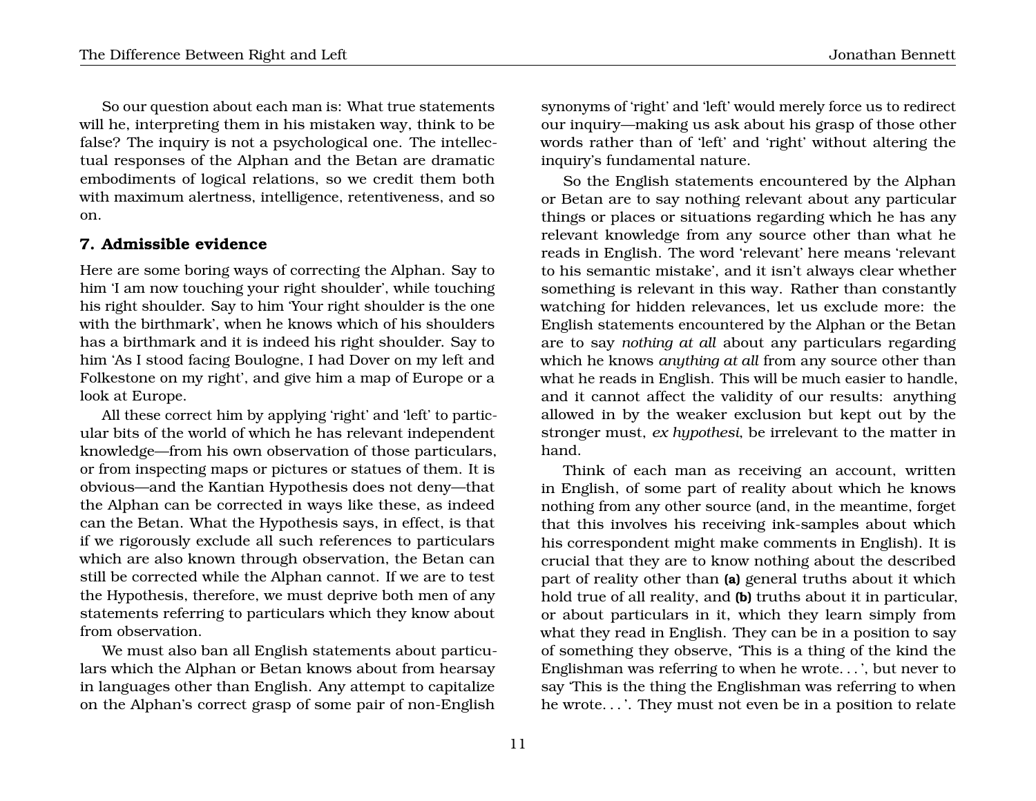So our question about each man is: What true statements will he, interpreting them in his mistaken way, think to be false? The inquiry is not a psychological one. The intellectual responses of the Alphan and the Betan are dramatic embodiments of logical relations, so we credit them both with maximum alertness, intelligence, retentiveness, and so on.

### 7. Admissible evidence

Here are some boring ways of correcting the Alphan. Say to him 'I am now touching your right shoulder', while touching his right shoulder. Say to him 'Your right shoulder is the one with the birthmark', when he knows which of his shoulders has a birthmark and it is indeed his right shoulder. Say to him 'As I stood facing Boulogne, I had Dover on my left and Folkestone on my right', and give him a map of Europe or a look at Europe.

All these correct him by applying 'right' and 'left' to particular bits of the world of which he has relevant independent knowledge—from his own observation of those particulars, or from inspecting maps or pictures or statues of them. It is obvious—and the Kantian Hypothesis does not deny—that the Alphan can be corrected in ways like these, as indeed can the Betan. What the Hypothesis says, in effect, is that if we rigorously exclude all such references to particulars which are also known through observation, the Betan can still be corrected while the Alphan cannot. If we are to test the Hypothesis, therefore, we must deprive both men of any statements referring to particulars which they know about from observation.

We must also ban all English statements about particulars which the Alphan or Betan knows about from hearsay in languages other than English. Any attempt to capitalize on the Alphan's correct grasp of some pair of non-English synonyms of 'right' and 'left' would merely force us to redirect our inquiry—making us ask about his grasp of those other words rather than of 'left' and 'right' without altering the inquiry's fundamental nature.

So the English statements encountered by the Alphan or Betan are to say nothing relevant about any particular things or places or situations regarding which he has any relevant knowledge from any source other than what he reads in English. The word 'relevant' here means 'relevant to his semantic mistake', and it isn't always clear whether something is relevant in this way. Rather than constantly watching for hidden relevances, let us exclude more: the English statements encountered by the Alphan or the Betan are to say *nothing at all* about any particulars regarding which he knows *anything at all* from any source other than what he reads in English. This will be much easier to handle, and it cannot affect the validity of our results: anything allowed in by the weaker exclusion but kept out by the stronger must, *ex hypothesi*, be irrelevant to the matter in hand.

Think of each man as receiving an account, written in English, of some part of reality about which he knows nothing from any other source (and, in the meantime, forget that this involves his receiving ink-samples about which his correspondent might make comments in English). It is crucial that they are to know nothing about the described part of reality other than **(a)** general truths about it which hold true of all reality, and **(b)** truths about it in particular, or about particulars in it, which they learn simply from what they read in English. They can be in a position to say of something they observe, 'This is a thing of the kind the Englishman was referring to when he wrote. . . ', but never to say 'This is the thing the Englishman was referring to when he wrote. . . '. They must not even be in a position to relate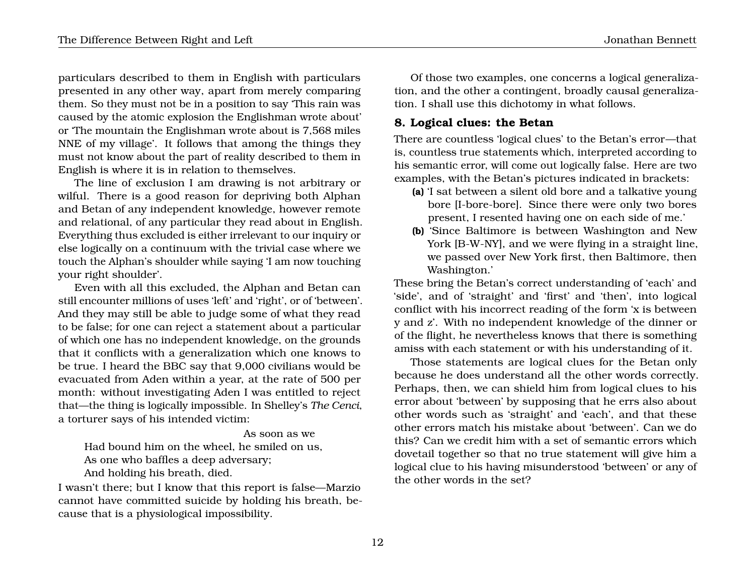particulars described to them in English with particulars presented in any other way, apart from merely comparing them. So they must not be in a position to say 'This rain was caused by the atomic explosion the Englishman wrote about' or 'The mountain the Englishman wrote about is 7,568 miles NNE of my village'. It follows that among the things they must not know about the part of reality described to them in English is where it is in relation to themselves.

The line of exclusion I am drawing is not arbitrary or wilful. There is a good reason for depriving both Alphan and Betan of any independent knowledge, however remote and relational, of any particular they read about in English. Everything thus excluded is either irrelevant to our inquiry or else logically on a continuum with the trivial case where we touch the Alphan's shoulder while saying 'I am now touching your right shoulder'.

Even with all this excluded, the Alphan and Betan can still encounter millions of uses 'left' and 'right', or of 'between'. And they may still be able to judge some of what they read to be false; for one can reject a statement about a particular of which one has no independent knowledge, on the grounds that it conflicts with a generalization which one knows to be true. I heard the BBC say that 9,000 civilians would be evacuated from Aden within a year, at the rate of 500 per month: without investigating Aden I was entitled to reject that—the thing is logically impossible. In Shelley's *The Cenci*, a torturer says of his intended victim:

> As soon as we
> Had bound him on the wheel, he smiled on us,
> As one who baffles a deep adversary;
> And holding his breath, died.

I wasn't there; but I know that this report is false—Marzio cannot have committed suicide by holding his breath, because that is a physiological impossibility.

Of those two examples, one concerns a logical generalization, and the other a contingent, broadly causal generalization. I shall use this dichotomy in what follows.

## 8. Logical clues: the Betan

There are countless 'logical clues' to the Betan's error—that is, countless true statements which, interpreted according to his semantic error, will come out logically false. Here are two examples, with the Betan's pictures indicated in brackets:

- **(a)** 'I sat between a silent old bore and a talkative young bore [I-bore-bore]. Since there were only two bores present, I resented having one on each side of me.'
- **(b)** 'Since Baltimore is between Washington and New York [B-W-NY], and we were flying in a straight line, we passed over New York first, then Baltimore, then Washington.'

These bring the Betan's correct understanding of 'each' and 'side', and of 'straight' and 'first' and 'then', into logical conflict with his incorrect reading of the form 'x is between y and z'. With no independent knowledge of the dinner or of the flight, he nevertheless knows that there is something amiss with each statement or with his understanding of it.

Those statements are logical clues for the Betan only because he does understand all the other words correctly. Perhaps, then, we can shield him from logical clues to his error about 'between' by supposing that he errs also about other words such as 'straight' and 'each', and that these other errors match his mistake about 'between'. Can we do this? Can we credit him with a set of semantic errors which dovetail together so that no true statement will give him a logical clue to his having misunderstood 'between' or any of the other words in the set?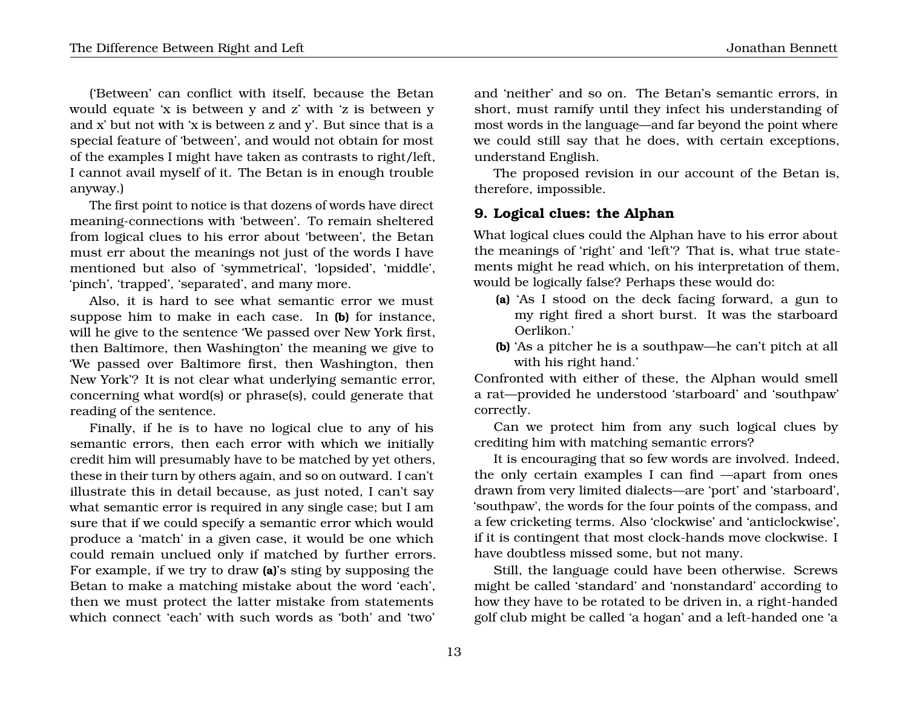('Between' can conflict with itself, because the Betan would equate 'x is between y and z' with 'z is between y and x' but not with 'x is between z and y'. But since that is a special feature of 'between', and would not obtain for most of the examples I might have taken as contrasts to right/left, I cannot avail myself of it. The Betan is in enough trouble anyway.)

The first point to notice is that dozens of words have direct meaning-connections with 'between'. To remain sheltered from logical clues to his error about 'between', the Betan must err about the meanings not just of the words I have mentioned but also of 'symmetrical', 'lopsided', 'middle', 'pinch', 'trapped', 'separated', and many more.

Also, it is hard to see what semantic error we must suppose him to make in each case. In **(b)** for instance, will he give to the sentence 'We passed over New York first, then Baltimore, then Washington' the meaning we give to 'We passed over Baltimore first, then Washington, then New York'? It is not clear what underlying semantic error, concerning what word(s) or phrase(s), could generate that reading of the sentence.

Finally, if he is to have no logical clue to any of his semantic errors, then each error with which we initially credit him will presumably have to be matched by yet others, these in their turn by others again, and so on outward. I can't illustrate this in detail because, as just noted, I can't say what semantic error is required in any single case; but I am sure that if we could specify a semantic error which would produce a 'match' in a given case, it would be one which could remain unclued only if matched by further errors. For example, if we try to draw **(a)**'s sting by supposing the Betan to make a matching mistake about the word 'each', then we must protect the latter mistake from statements which connect 'each' with such words as 'both' and 'two' and 'neither' and so on. The Betan's semantic errors, in short, must ramify until they infect his understanding of most words in the language—and far beyond the point where we could still say that he does, with certain exceptions, understand English.

The proposed revision in our account of the Betan is, therefore, impossible.

### 9. Logical clues: the Alphan

What logical clues could the Alphan have to his error about the meanings of 'right' and 'left'? That is, what true statements might he read which, on his interpretation of them, would be logically false? Perhaps these would do:

- **(a)** 'As I stood on the deck facing forward, a gun to my right fired a short burst. It was the starboard Oerlikon.'
- **(b)** 'As a pitcher he is a southpaw—he can't pitch at all with his right hand.'

Confronted with either of these, the Alphan would smell a rat—provided he understood 'starboard' and 'southpaw' correctly.

Can we protect him from any such logical clues by crediting him with matching semantic errors?

It is encouraging that so few words are involved. Indeed, the only certain examples I can find —apart from ones drawn from very limited dialects—are 'port' and 'starboard', 'southpaw', the words for the four points of the compass, and a few cricketing terms. Also 'clockwise' and 'anticlockwise', if it is contingent that most clock-hands move clockwise. I have doubtless missed some, but not many.

Still, the language could have been otherwise. Screws might be called 'standard' and 'nonstandard' according to how they have to be rotated to be driven in, a right-handed golf club might be called 'a hogan' and a left-handed one 'a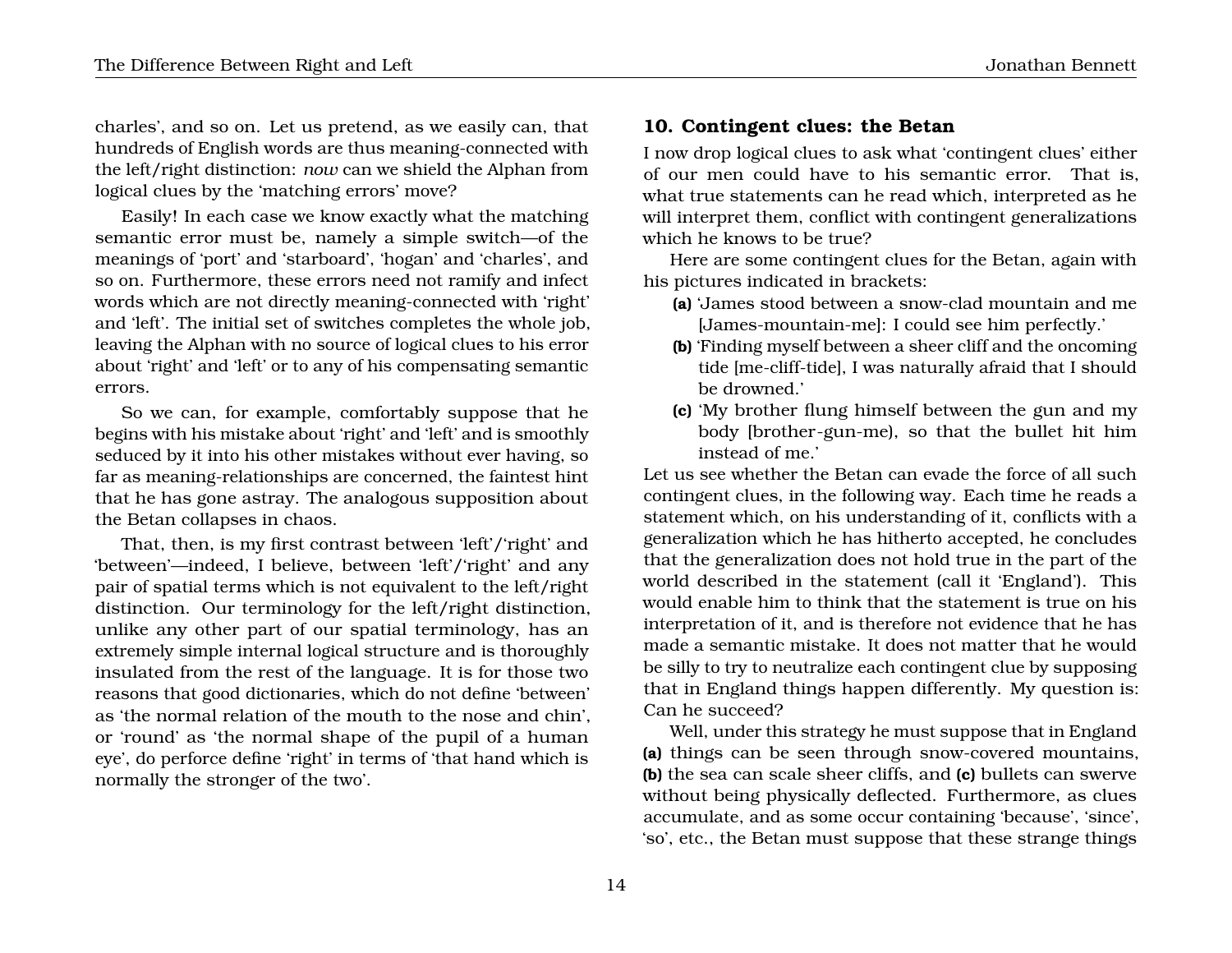charles', and so on. Let us pretend, as we easily can, that hundreds of English words are thus meaning-connected with the left/right distinction: *now* can we shield the Alphan from logical clues by the 'matching errors' move?

Easily! In each case we know exactly what the matching semantic error must be, namely a simple switch—of the meanings of 'port' and 'starboard', 'hogan' and 'charles', and so on. Furthermore, these errors need not ramify and infect words which are not directly meaning-connected with 'right' and 'left'. The initial set of switches completes the whole job, leaving the Alphan with no source of logical clues to his error about 'right' and 'left' or to any of his compensating semantic errors.

So we can, for example, comfortably suppose that he begins with his mistake about 'right' and 'left' and is smoothly seduced by it into his other mistakes without ever having, so far as meaning-relationships are concerned, the faintest hint that he has gone astray. The analogous supposition about the Betan collapses in chaos.

That, then, is my first contrast between 'left'/'right' and 'between'—indeed, I believe, between 'left'/'right' and any pair of spatial terms which is not equivalent to the left/right distinction. Our terminology for the left/right distinction, unlike any other part of our spatial terminology, has an extremely simple internal logical structure and is thoroughly insulated from the rest of the language. It is for those two reasons that good dictionaries, which do not define 'between' as 'the normal relation of the mouth to the nose and chin', or 'round' as 'the normal shape of the pupil of a human eye', do perforce define 'right' in terms of 'that hand which is normally the stronger of the two'.

## 10. Contingent clues: the Betan

I now drop logical clues to ask what 'contingent clues' either of our men could have to his semantic error. That is, what true statements can he read which, interpreted as he will interpret them, conflict with contingent generalizations which he knows to be true?

Here are some contingent clues for the Betan, again with his pictures indicated in brackets:

- **(a)** 'James stood between a snow-clad mountain and me [James-mountain-me]: I could see him perfectly.'
- **(b)** 'Finding myself between a sheer cliff and the oncoming tide [me-cliff-tide], I was naturally afraid that I should be drowned.'
- **(c)** 'My brother flung himself between the gun and my body [brother-gun-me), so that the bullet hit him instead of me.'

Let us see whether the Betan can evade the force of all such contingent clues, in the following way. Each time he reads a statement which, on his understanding of it, conflicts with a generalization which he has hitherto accepted, he concludes that the generalization does not hold true in the part of the world described in the statement (call it 'England'). This would enable him to think that the statement is true on his interpretation of it, and is therefore not evidence that he has made a semantic mistake. It does not matter that he would be silly to try to neutralize each contingent clue by supposing that in England things happen differently. My question is: Can he succeed?

Well, under this strategy he must suppose that in England **(a)** things can be seen through snow-covered mountains, **(b)** the sea can scale sheer cliffs, and **(c)** bullets can swerve without being physically deflected. Furthermore, as clues accumulate, and as some occur containing 'because', 'since', 'so', etc., the Betan must suppose that these strange things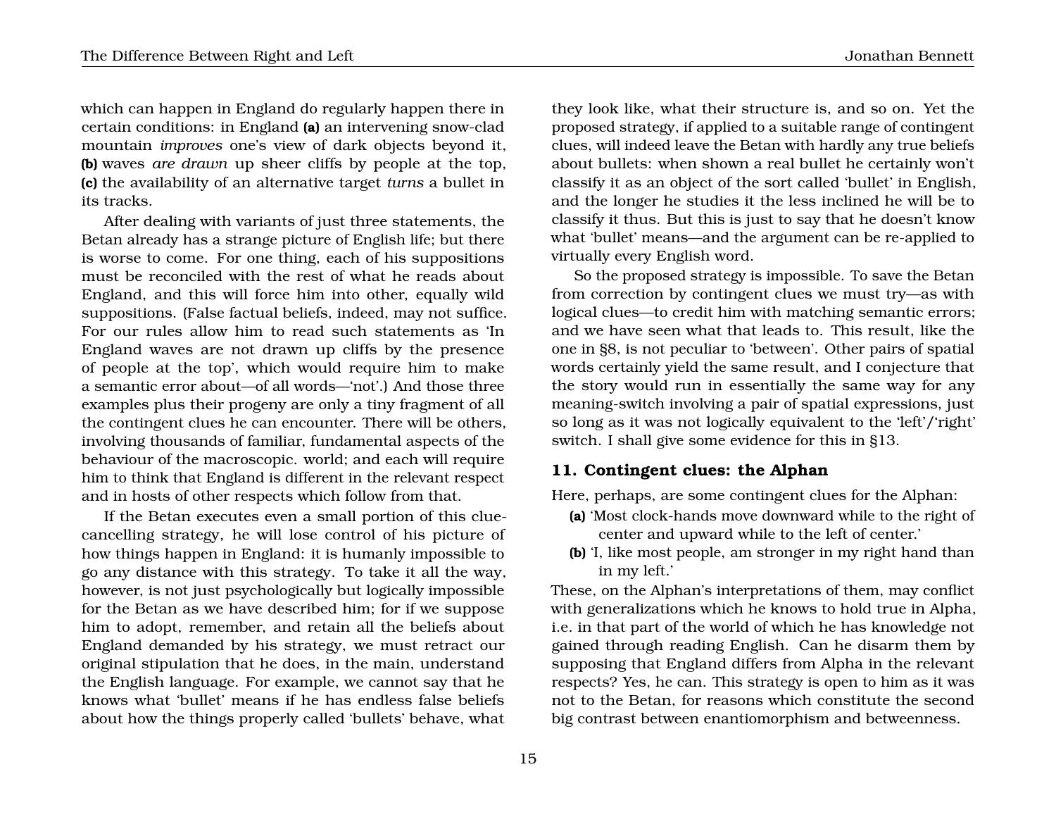which can happen in England do regularly happen there in certain conditions: in England **(a)** an intervening snow-clad mountain *improves* one's view of dark objects beyond it, **(b)** waves *are drawn* up sheer cliffs by people at the top, **(c)** the availability of an alternative target *turns* a bullet in its tracks.

After dealing with variants of just three statements, the Betan already has a strange picture of English life; but there is worse to come. For one thing, each of his suppositions must be reconciled with the rest of what he reads about England, and this will force him into other, equally wild suppositions. (False factual beliefs, indeed, may not suffice. For our rules allow him to read such statements as 'In England waves are not drawn up cliffs by the presence of people at the top', which would require him to make a semantic error about—of all words—'not'.) And those three examples plus their progeny are only a tiny fragment of all the contingent clues he can encounter. There will be others, involving thousands of familiar, fundamental aspects of the behaviour of the macroscopic. world; and each will require him to think that England is different in the relevant respect and in hosts of other respects which follow from that.

If the Betan executes even a small portion of this clue-cancelling strategy, he will lose control of his picture of how things happen in England: it is humanly impossible to go any distance with this strategy. To take it all the way, however, is not just psychologically but logically impossible for the Betan as we have described him; for if we suppose him to adopt, remember, and retain all the beliefs about England demanded by his strategy, we must retract our original stipulation that he does, in the main, understand the English language. For example, we cannot say that he knows what 'bullet' means if he has endless false beliefs about how the things properly called 'bullets' behave, what they look like, what their structure is, and so on. Yet the proposed strategy, if applied to a suitable range of contingent clues, will indeed leave the Betan with hardly any true beliefs about bullets: when shown a real bullet he certainly won't classify it as an object of the sort called 'bullet' in English, and the longer he studies it the less inclined he will be to classify it thus. But this is just to say that he doesn't know what 'bullet' means—and the argument can be re-applied to virtually every English word.

So the proposed strategy is impossible. To save the Betan from correction by contingent clues we must try—as with logical clues—to credit him with matching semantic errors; and we have seen what that leads to. This result, like the one in §8, is not peculiar to 'between'. Other pairs of spatial words certainly yield the same result, and I conjecture that the story would run in essentially the same way for any meaning-switch involving a pair of spatial expressions, just so long as it was not logically equivalent to the 'left'/'right' switch. I shall give some evidence for this in §13.

## 11. Contingent clues: the Alphan

Here, perhaps, are some contingent clues for the Alphan:

- **(a)** 'Most clock-hands move downward while to the right of center and upward while to the left of center.'
- **(b)** 'I, like most people, am stronger in my right hand than in my left.'

These, on the Alphan's interpretations of them, may conflict with generalizations which he knows to hold true in Alpha, i.e. in that part of the world of which he has knowledge not gained through reading English. Can he disarm them by supposing that England differs from Alpha in the relevant respects? Yes, he can. This strategy is open to him as it was not to the Betan, for reasons which constitute the second big contrast between enantiomorphism and betweenness.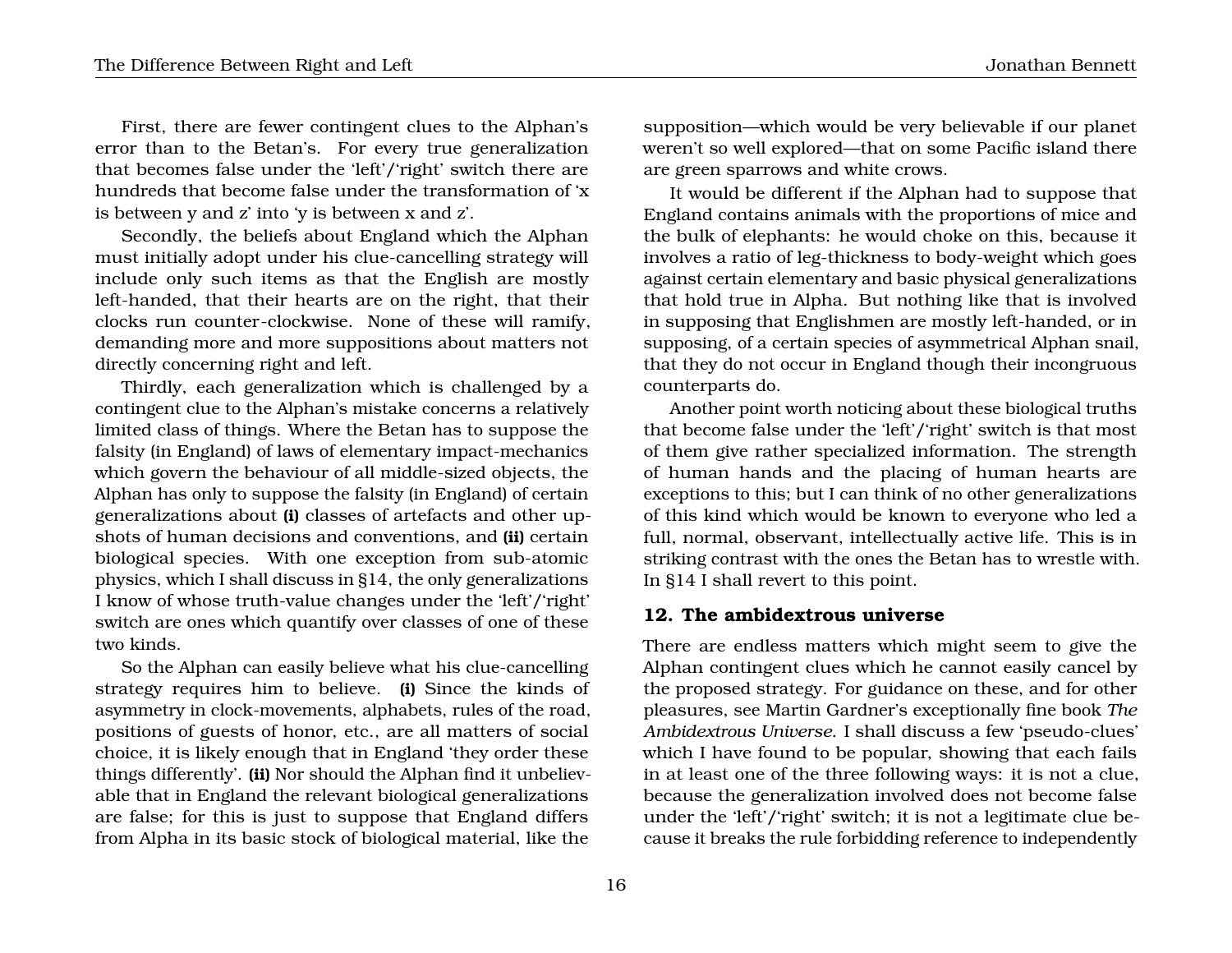First, there are fewer contingent clues to the Alphan's error than to the Betan's. For every true generalization that becomes false under the 'left'/'right' switch there are hundreds that become false under the transformation of 'x is between y and z' into 'y is between x and z'.

Secondly, the beliefs about England which the Alphan must initially adopt under his clue-cancelling strategy will include only such items as that the English are mostly left-handed, that their hearts are on the right, that their clocks run counter-clockwise. None of these will ramify, demanding more and more suppositions about matters not directly concerning right and left.

Thirdly, each generalization which is challenged by a contingent clue to the Alphan's mistake concerns a relatively limited class of things. Where the Betan has to suppose the falsity (in England) of laws of elementary impact-mechanics which govern the behaviour of all middle-sized objects, the Alphan has only to suppose the falsity (in England) of certain generalizations about **(i)** classes of artefacts and other upshots of human decisions and conventions, and **(ii)** certain biological species. With one exception from sub-atomic physics, which I shall discuss in §14, the only generalizations I know of whose truth-value changes under the 'left'/'right' switch are ones which quantify over classes of one of these two kinds.

So the Alphan can easily believe what his clue-cancelling strategy requires him to believe. **(i)** Since the kinds of asymmetry in clock-movements, alphabets, rules of the road, positions of guests of honor, etc., are all matters of social choice, it is likely enough that in England 'they order these things differently'. **(ii)** Nor should the Alphan find it unbelievable that in England the relevant biological generalizations are false; for this is just to suppose that England differs from Alpha in its basic stock of biological material, like the supposition—which would be very believable if our planet weren't so well explored—that on some Pacific island there are green sparrows and white crows.

It would be different if the Alphan had to suppose that England contains animals with the proportions of mice and the bulk of elephants: he would choke on this, because it involves a ratio of leg-thickness to body-weight which goes against certain elementary and basic physical generalizations that hold true in Alpha. But nothing like that is involved in supposing that Englishmen are mostly left-handed, or in supposing, of a certain species of asymmetrical Alphan snail, that they do not occur in England though their incongruous counterparts do.

Another point worth noticing about these biological truths that become false under the 'left'/'right' switch is that most of them give rather specialized information. The strength of human hands and the placing of human hearts are exceptions to this; but I can think of no other generalizations of this kind which would be known to everyone who led a full, normal, observant, intellectually active life. This is in striking contrast with the ones the Betan has to wrestle with. In §14 I shall revert to this point.

## 12. The ambidextrous universe

There are endless matters which might seem to give the Alphan contingent clues which he cannot easily cancel by the proposed strategy. For guidance on these, and for other pleasures, see Martin Gardner's exceptionally fine book *The Ambidextrous Universe*. I shall discuss a few 'pseudo-clues' which I have found to be popular, showing that each fails in at least one of the three following ways: it is not a clue, because the generalization involved does not become false under the 'left'/'right' switch; it is not a legitimate clue because it breaks the rule forbidding reference to independently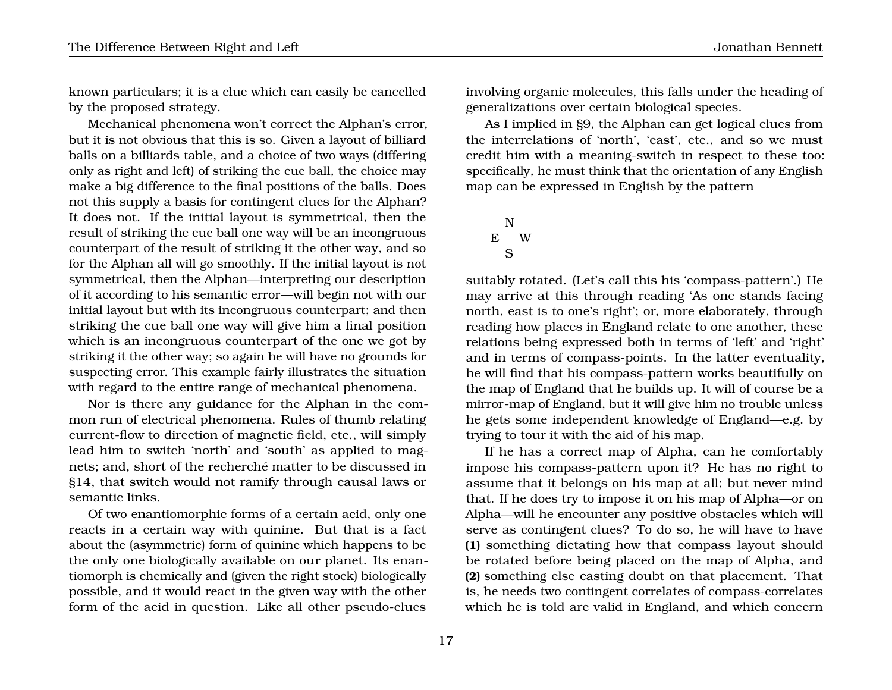known particulars; it is a clue which can easily be cancelled by the proposed strategy.

Mechanical phenomena won't correct the Alphan's error, but it is not obvious that this is so. Given a layout of billiard balls on a billiards table, and a choice of two ways (differing only as right and left) of striking the cue ball, the choice may make a big difference to the final positions of the balls. Does not this supply a basis for contingent clues for the Alphan? It does not. If the initial layout is symmetrical, then the result of striking the cue ball one way will be an incongruous counterpart of the result of striking it the other way, and so for the Alphan all will go smoothly. If the initial layout is not symmetrical, then the Alphan—interpreting our description of it according to his semantic error—will begin not with our initial layout but with its incongruous counterpart; and then striking the cue ball one way will give him a final position which is an incongruous counterpart of the one we got by striking it the other way; so again he will have no grounds for suspecting error. This example fairly illustrates the situation with regard to the entire range of mechanical phenomena.

Nor is there any guidance for the Alphan in the common run of electrical phenomena. Rules of thumb relating current-flow to direction of magnetic field, etc., will simply lead him to switch 'north' and 'south' as applied to magnets; and, short of the recherché matter to be discussed in §14, that switch would not ramify through causal laws or semantic links.

Of two enantiomorphic forms of a certain acid, only one reacts in a certain way with quinine. But that is a fact about the (asymmetric) form of quinine which happens to be the only one biologically available on our planet. Its enantiomorph is chemically and (given the right stock) biologically possible, and it would react in the given way with the other form of the acid in question. Like all other pseudo-clues involving organic molecules, this falls under the heading of generalizations over certain biological species.

As I implied in §9, the Alphan can get logical clues from the interrelations of 'north', 'east', etc., and so we must credit him with a meaning-switch in respect to these too: specifically, he must think that the orientation of any English map can be expressed in English by the pattern

```
   N
E     W
   S
```

suitably rotated. (Let's call this his 'compass-pattern'.) He may arrive at this through reading 'As one stands facing north, east is to one's right'; or, more elaborately, through reading how places in England relate to one another, these relations being expressed both in terms of 'left' and 'right' and in terms of compass-points. In the latter eventuality, he will find that his compass-pattern works beautifully on the map of England that he builds up. It will of course be a mirror-map of England, but it will give him no trouble unless he gets some independent knowledge of England—e.g. by trying to tour it with the aid of his map.

If he has a correct map of Alpha, can he comfortably impose his compass-pattern upon it? He has no right to assume that it belongs on his map at all; but never mind that. If he does try to impose it on his map of Alpha—or on Alpha—will he encounter any positive obstacles which will serve as contingent clues? To do so, he will have to have **(1)** something dictating how that compass layout should be rotated before being placed on the map of Alpha, and **(2)** something else casting doubt on that placement. That is, he needs two contingent correlates of compass-correlates which he is told are valid in England, and which concern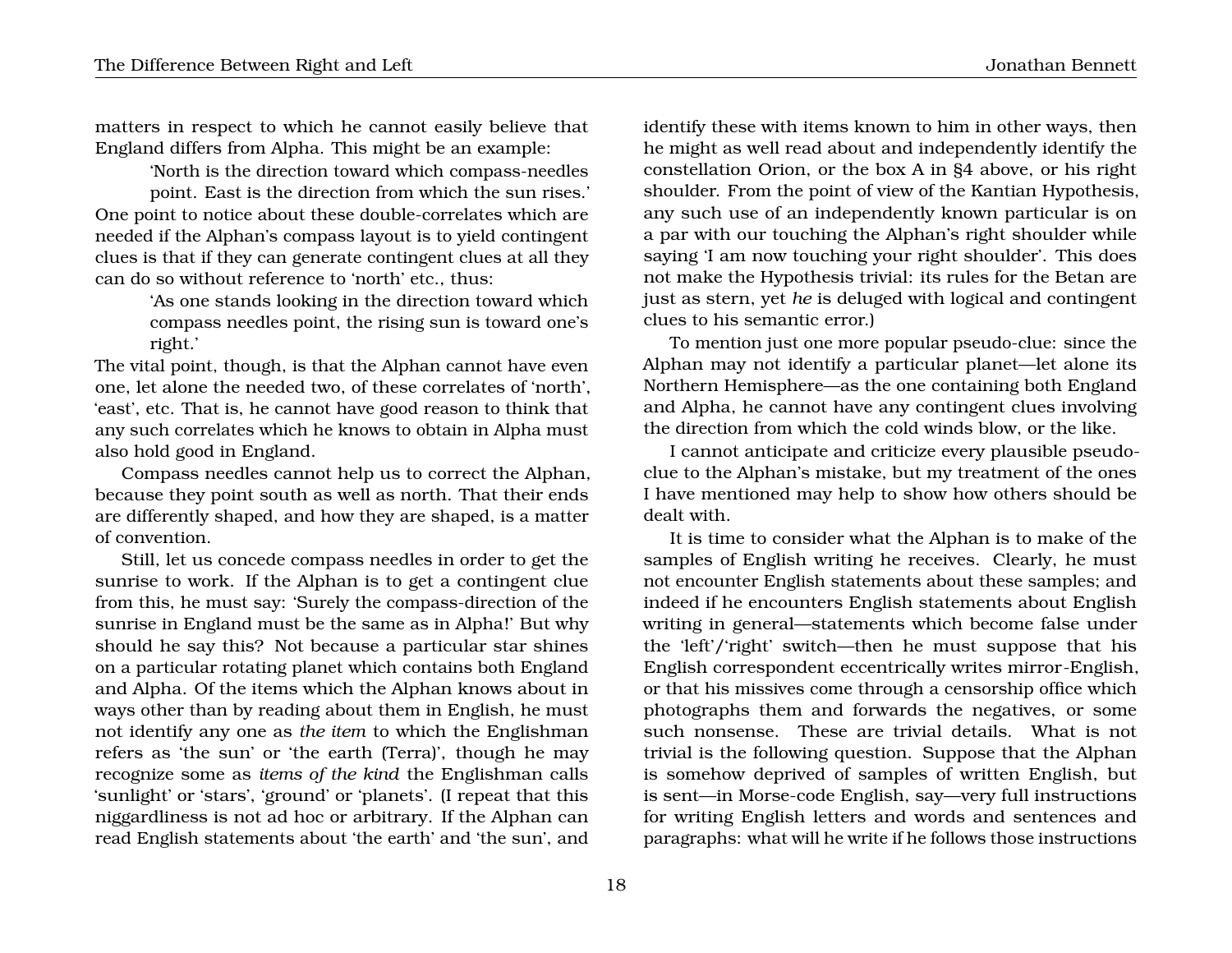matters in respect to which he cannot easily believe that England differs from Alpha. This might be an example:

> 'North is the direction toward which compass-needles point. East is the direction from which the sun rises.'

One point to notice about these double-correlates which are needed if the Alphan's compass layout is to yield contingent clues is that if they can generate contingent clues at all they can do so without reference to 'north' etc., thus:

> 'As one stands looking in the direction toward which compass needles point, the rising sun is toward one's right.'

The vital point, though, is that the Alphan cannot have even one, let alone the needed two, of these correlates of 'north', 'east', etc. That is, he cannot have good reason to think that any such correlates which he knows to obtain in Alpha must also hold good in England.

Compass needles cannot help us to correct the Alphan, because they point south as well as north. That their ends are differently shaped, and how they are shaped, is a matter of convention.

Still, let us concede compass needles in order to get the sunrise to work. If the Alphan is to get a contingent clue from this, he must say: 'Surely the compass-direction of the sunrise in England must be the same as in Alpha!' But why should he say this? Not because a particular star shines on a particular rotating planet which contains both England and Alpha. Of the items which the Alphan knows about in ways other than by reading about them in English, he must not identify any one as *the item* to which the Englishman refers as 'the sun' or 'the earth (Terra)', though he may recognize some as *items of the kind* the Englishman calls 'sunlight' or 'stars', 'ground' or 'planets'. (I repeat that this niggardliness is not ad hoc or arbitrary. If the Alphan can read English statements about 'the earth' and 'the sun', and identify these with items known to him in other ways, then he might as well read about and independently identify the constellation Orion, or the box A in §4 above, or his right shoulder. From the point of view of the Kantian Hypothesis, any such use of an independently known particular is on a par with our touching the Alphan's right shoulder while saying 'I am now touching your right shoulder'. This does not make the Hypothesis trivial: its rules for the Betan are just as stern, yet *he* is deluged with logical and contingent clues to his semantic error.)

To mention just one more popular pseudo-clue: since the Alphan may not identify a particular planet—let alone its Northern Hemisphere—as the one containing both England and Alpha, he cannot have any contingent clues involving the direction from which the cold winds blow, or the like.

I cannot anticipate and criticize every plausible pseudo-clue to the Alphan's mistake, but my treatment of the ones I have mentioned may help to show how others should be dealt with.

It is time to consider what the Alphan is to make of the samples of English writing he receives. Clearly, he must not encounter English statements about these samples; and indeed if he encounters English statements about English writing in general—statements which become false under the 'left'/'right' switch—then he must suppose that his English correspondent eccentrically writes mirror-English, or that his missives come through a censorship office which photographs them and forwards the negatives, or some such nonsense. These are trivial details. What is not trivial is the following question. Suppose that the Alphan is somehow deprived of samples of written English, but is sent—in Morse-code English, say—very full instructions for writing English letters and words and sentences and paragraphs: what will he write if he follows those instructions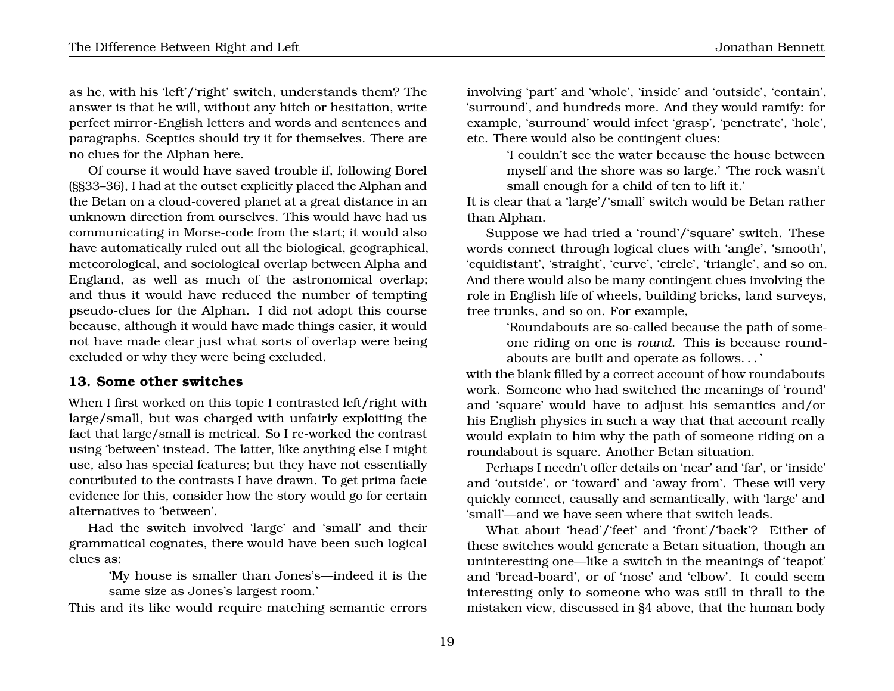as he, with his 'left'/'right' switch, understands them? The answer is that he will, without any hitch or hesitation, write perfect mirror-English letters and words and sentences and paragraphs. Sceptics should try it for themselves. There are no clues for the Alphan here.

Of course it would have saved trouble if, following Borel (§§33–36), I had at the outset explicitly placed the Alphan and the Betan on a cloud-covered planet at a great distance in an unknown direction from ourselves. This would have had us communicating in Morse-code from the start; it would also have automatically ruled out all the biological, geographical, meteorological, and sociological overlap between Alpha and England, as well as much of the astronomical overlap; and thus it would have reduced the number of tempting pseudo-clues for the Alphan. I did not adopt this course because, although it would have made things easier, it would not have made clear just what sorts of overlap were being excluded or why they were being excluded.

## 13. Some other switches

When I first worked on this topic I contrasted left/right with large/small, but was charged with unfairly exploiting the fact that large/small is metrical. So I re-worked the contrast using 'between' instead. The latter, like anything else I might use, also has special features; but they have not essentially contributed to the contrasts I have drawn. To get prima facie evidence for this, consider how the story would go for certain alternatives to 'between'.

Had the switch involved 'large' and 'small' and their grammatical cognates, there would have been such logical clues as:

> 'My house is smaller than Jones's—indeed it is the same size as Jones's largest room.'

This and its like would require matching semantic errors involving 'part' and 'whole', 'inside' and 'outside', 'contain', 'surround', and hundreds more. And they would ramify: for example, 'surround' would infect 'grasp', 'penetrate', 'hole', etc. There would also be contingent clues:

> 'I couldn't see the water because the house between myself and the shore was so large.' 'The rock wasn't small enough for a child of ten to lift it.'

It is clear that a 'large'/'small' switch would be Betan rather than Alphan.

Suppose we had tried a 'round'/'square' switch. These words connect through logical clues with 'angle', 'smooth', 'equidistant', 'straight', 'curve', 'circle', 'triangle', and so on. And there would also be many contingent clues involving the role in English life of wheels, building bricks, land surveys, tree trunks, and so on. For example,

> 'Roundabouts are so-called because the path of someone riding on one is *round*. This is because roundabouts are built and operate as follows. . . '

with the blank filled by a correct account of how roundabouts work. Someone who had switched the meanings of 'round' and 'square' would have to adjust his semantics and/or his English physics in such a way that that account really would explain to him why the path of someone riding on a roundabout is square. Another Betan situation.

Perhaps I needn't offer details on 'near' and 'far', or 'inside' and 'outside', or 'toward' and 'away from'. These will very quickly connect, causally and semantically, with 'large' and 'small'—and we have seen where that switch leads.

What about 'head'/'feet' and 'front'/'back'? Either of these switches would generate a Betan situation, though an uninteresting one—like a switch in the meanings of 'teapot' and 'bread-board', or of 'nose' and 'elbow'. It could seem interesting only to someone who was still in thrall to the mistaken view, discussed in §4 above, that the human body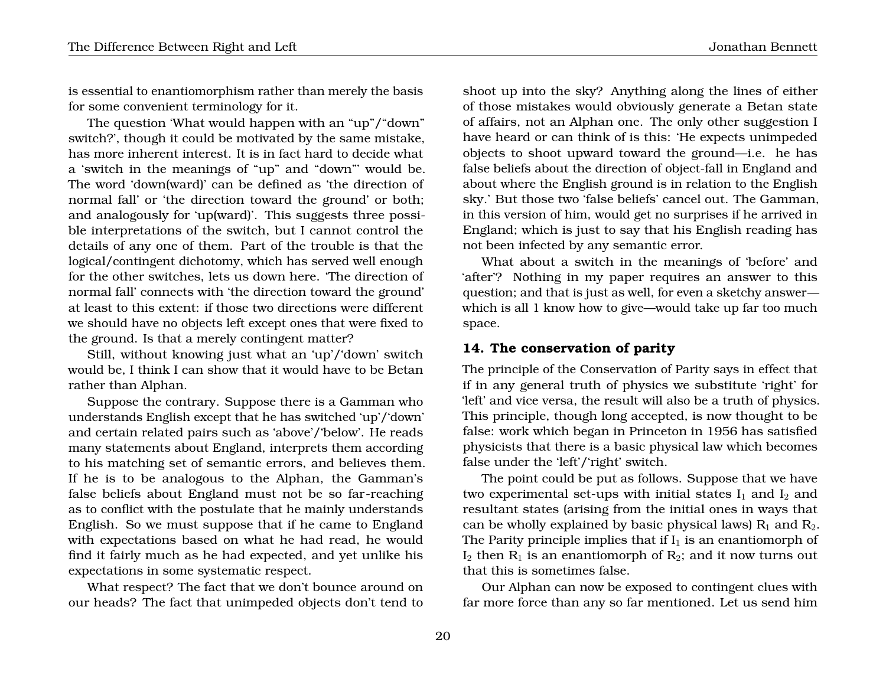is essential to enantiomorphism rather than merely the basis for some convenient terminology for it.

The question 'What would happen with an "up"/"down" switch?', though it could be motivated by the same mistake, has more inherent interest. It is in fact hard to decide what a 'switch in the meanings of "up" and "down"' would be. The word 'down(ward)' can be defined as 'the direction of normal fall' or 'the direction toward the ground' or both; and analogously for 'up(ward)'. This suggests three possible interpretations of the switch, but I cannot control the details of any one of them. Part of the trouble is that the logical/contingent dichotomy, which has served well enough for the other switches, lets us down here. 'The direction of normal fall' connects with 'the direction toward the ground' at least to this extent: if those two directions were different we should have no objects left except ones that were fixed to the ground. Is that a merely contingent matter?

Still, without knowing just what an 'up'/'down' switch would be, I think I can show that it would have to be Betan rather than Alphan.

Suppose the contrary. Suppose there is a Gamman who understands English except that he has switched 'up'/'down' and certain related pairs such as 'above'/'below'. He reads many statements about England, interprets them according to his matching set of semantic errors, and believes them. If he is to be analogous to the Alphan, the Gamman's false beliefs about England must not be so far-reaching as to conflict with the postulate that he mainly understands English. So we must suppose that if he came to England with expectations based on what he had read, he would find it fairly much as he had expected, and yet unlike his expectations in some systematic respect.

What respect? The fact that we don't bounce around on our heads? The fact that unimpeded objects don't tend to shoot up into the sky? Anything along the lines of either of those mistakes would obviously generate a Betan state of affairs, not an Alphan one. The only other suggestion I have heard or can think of is this: 'He expects unimpeded objects to shoot upward toward the ground—i.e. he has false beliefs about the direction of object-fall in England and about where the English ground is in relation to the English sky.' But those two 'false beliefs' cancel out. The Gamman, in this version of him, would get no surprises if he arrived in England; which is just to say that his English reading has not been infected by any semantic error.

What about a switch in the meanings of 'before' and 'after'? Nothing in my paper requires an answer to this question; and that is just as well, for even a sketchy answer—which is all 1 know how to give—would take up far too much space.

## 14. The conservation of parity

The principle of the Conservation of Parity says in effect that if in any general truth of physics we substitute 'right' for 'left' and vice versa, the result will also be a truth of physics. This principle, though long accepted, is now thought to be false: work which began in Princeton in 1956 has satisfied physicists that there is a basic physical law which becomes false under the 'left'/'right' switch.

The point could be put as follows. Suppose that we have two experimental set-ups with initial states $I_1$ and $I_2$ and resultant states (arising from the initial ones in ways that can be wholly explained by basic physical laws) $R_1$ and $R_2$. The Parity principle implies that if $I_1$ is an enantiomorph of $I_2$ then $R_1$ is an enantiomorph of $R_2$; and it now turns out that this is sometimes false.

Our Alphan can now be exposed to contingent clues with far more force than any so far mentioned. Let us send him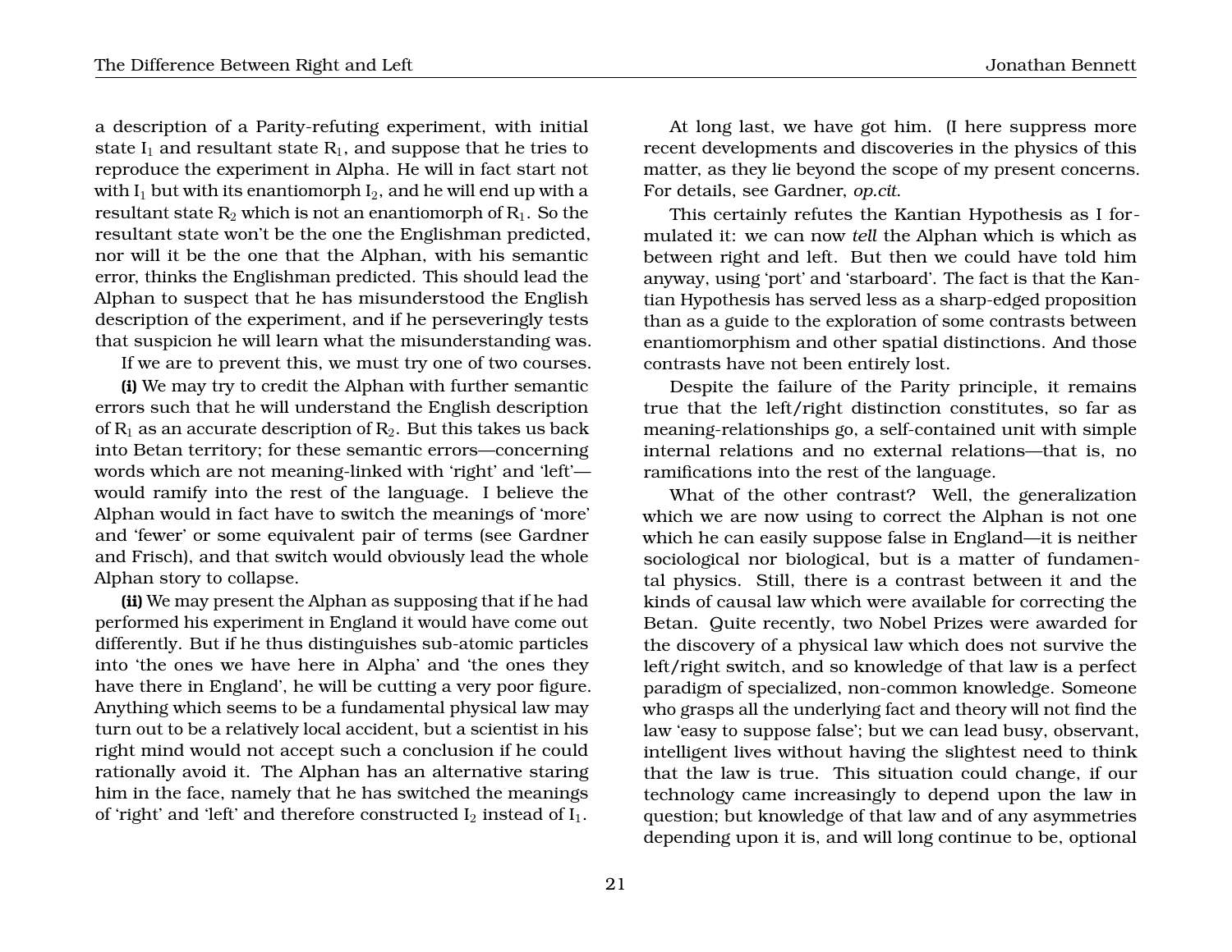a description of a Parity-refuting experiment, with initial state $I_1$ and resultant state $R_1$, and suppose that he tries to reproduce the experiment in Alpha. He will in fact start not with $I_1$ but with its enantiomorph $I_2$, and he will end up with a resultant state $R_2$ which is not an enantiomorph of $R_1$. So the resultant state won't be the one the Englishman predicted, nor will it be the one that the Alphan, with his semantic error, thinks the Englishman predicted. This should lead the Alphan to suspect that he has misunderstood the English description of the experiment, and if he perseveringly tests that suspicion he will learn what the misunderstanding was.

If we are to prevent this, we must try one of two courses.

**(i)** We may try to credit the Alphan with further semantic errors such that he will understand the English description of $R_1$ as an accurate description of $R_2$. But this takes us back into Betan territory; for these semantic errors—concerning words which are not meaning-linked with 'right' and 'left'—would ramify into the rest of the language. I believe the Alphan would in fact have to switch the meanings of 'more' and 'fewer' or some equivalent pair of terms (see Gardner and Frisch), and that switch would obviously lead the whole Alphan story to collapse.

**(ii)** We may present the Alphan as supposing that if he had performed his experiment in England it would have come out differently. But if he thus distinguishes sub-atomic particles into 'the ones we have here in Alpha' and 'the ones they have there in England', he will be cutting a very poor figure. Anything which seems to be a fundamental physical law may turn out to be a relatively local accident, but a scientist in his right mind would not accept such a conclusion if he could rationally avoid it. The Alphan has an alternative staring him in the face, namely that he has switched the meanings of 'right' and 'left' and therefore constructed $I_2$ instead of $I_1$.

At long last, we have got him. (I here suppress more recent developments and discoveries in the physics of this matter, as they lie beyond the scope of my present concerns. For details, see Gardner, *op.cit.*

This certainly refutes the Kantian Hypothesis as I formulated it: we can now *tell* the Alphan which is which as between right and left. But then we could have told him anyway, using 'port' and 'starboard'. The fact is that the Kantian Hypothesis has served less as a sharp-edged proposition than as a guide to the exploration of some contrasts between enantiomorphism and other spatial distinctions. And those contrasts have not been entirely lost.

Despite the failure of the Parity principle, it remains true that the left/right distinction constitutes, so far as meaning-relationships go, a self-contained unit with simple internal relations and no external relations—that is, no ramifications into the rest of the language.

What of the other contrast? Well, the generalization which we are now using to correct the Alphan is not one which he can easily suppose false in England—it is neither sociological nor biological, but is a matter of fundamental physics. Still, there is a contrast between it and the kinds of causal law which were available for correcting the Betan. Quite recently, two Nobel Prizes were awarded for the discovery of a physical law which does not survive the left/right switch, and so knowledge of that law is a perfect paradigm of specialized, non-common knowledge. Someone who grasps all the underlying fact and theory will not find the law 'easy to suppose false'; but we can lead busy, observant, intelligent lives without having the slightest need to think that the law is true. This situation could change, if our technology came increasingly to depend upon the law in question; but knowledge of that law and of any asymmetries depending upon it is, and will long continue to be, optional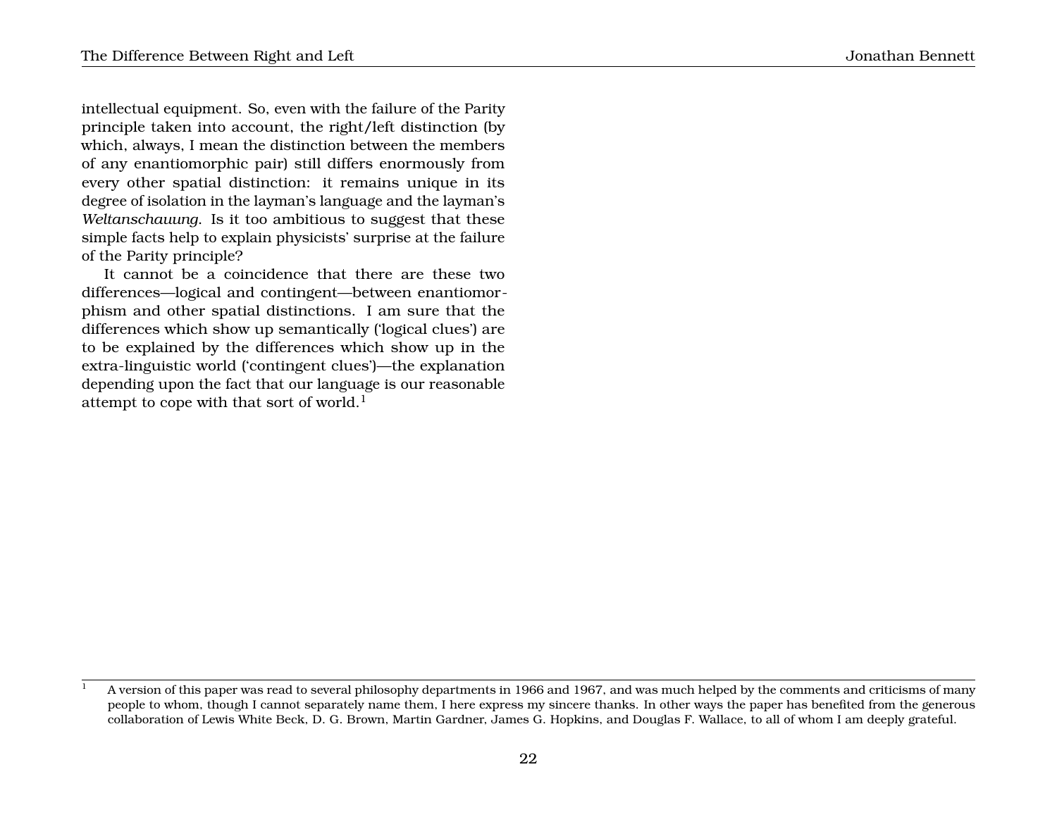intellectual equipment. So, even with the failure of the Parity principle taken into account, the right/left distinction (by which, always, I mean the distinction between the members of any enantiomorphic pair) still differs enormously from every other spatial distinction: it remains unique in its degree of isolation in the layman's language and the layman's *Weltanschauung*. Is it too ambitious to suggest that these simple facts help to explain physicists' surprise at the failure of the Parity principle?

It cannot be a coincidence that there are these two differences—logical and contingent—between enantiomorphism and other spatial distinctions. I am sure that the differences which show up semantically ('logical clues') are to be explained by the differences which show up in the extra-linguistic world ('contingent clues')—the explanation depending upon the fact that our language is our reasonable attempt to cope with that sort of world.[1]

[1] A version of this paper was read to several philosophy departments in 1966 and 1967, and was much helped by the comments and criticisms of many people to whom, though I cannot separately name them, I here express my sincere thanks. In other ways the paper has benefited from the generous collaboration of Lewis White Beck, D. G. Brown, Martin Gardner, James G. Hopkins, and Douglas F. Wallace, to all of whom I am deeply grateful.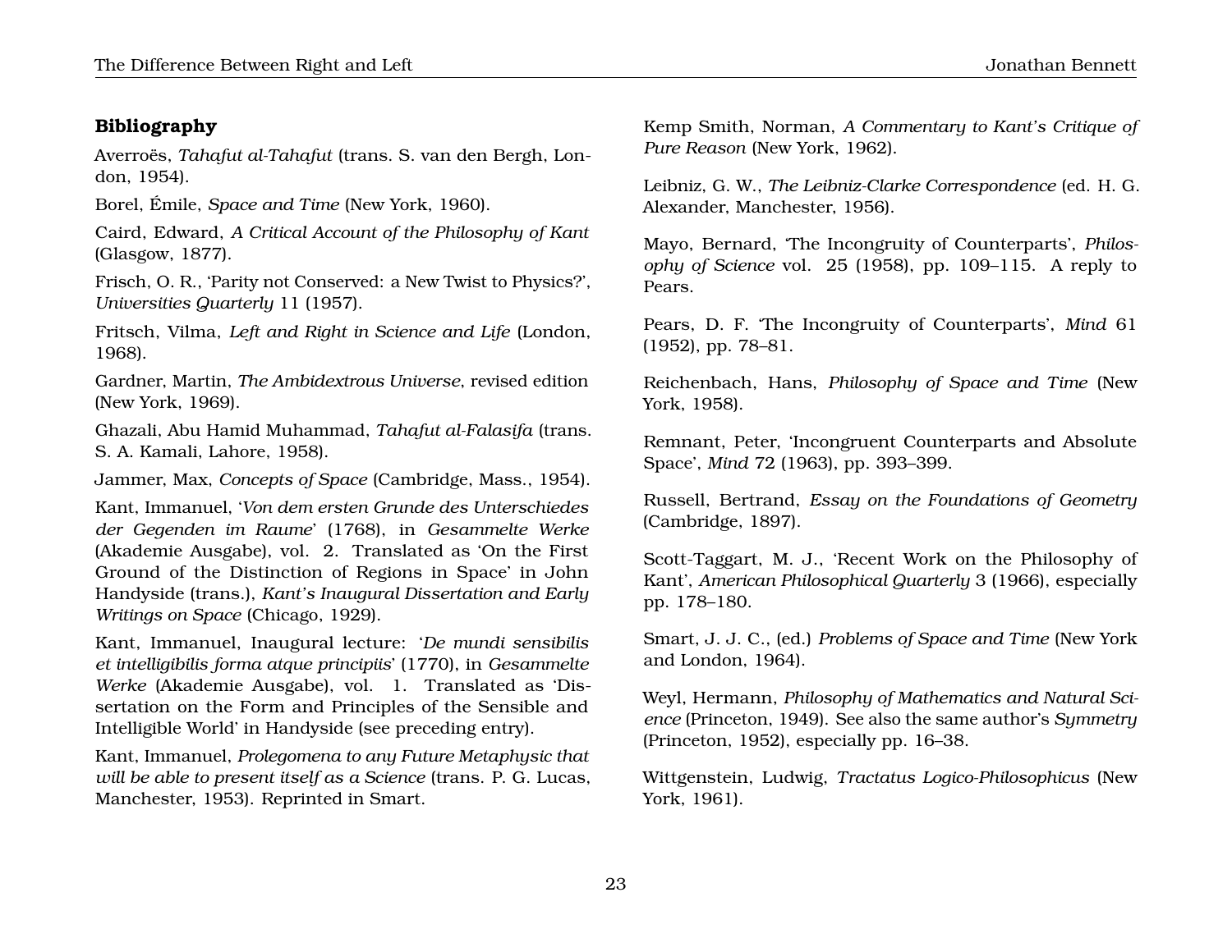## Bibliography

Averroës, *Tahafut al-Tahafut* (trans. S. van den Bergh, London, 1954).

Borel, Émile, *Space and Time* (New York, 1960).

Caird, Edward, *A Critical Account of the Philosophy of Kant* (Glasgow, 1877).

Frisch, O. R., 'Parity not Conserved: a New Twist to Physics?', *Universities Quarterly* 11 (1957).

Fritsch, Vilma, *Left and Right in Science and Life* (London, 1968).

Gardner, Martin, *The Ambidextrous Universe*, revised edition (New York, 1969).

Ghazali, Abu Hamid Muhammad, *Tahafut al-Falasifa* (trans. S. A. Kamali, Lahore, 1958).

Jammer, Max, *Concepts of Space* (Cambridge, Mass., 1954).

Kant, Immanuel, '*Von dem ersten Grunde des Unterschiedes der Gegenden im Raume*' (1768), in *Gesammelte Werke* (Akademie Ausgabe), vol. 2. Translated as 'On the First Ground of the Distinction of Regions in Space' in John Handyside (trans.), *Kant's Inaugural Dissertation and Early Writings on Space* (Chicago, 1929).

Kant, Immanuel, Inaugural lecture: '*De mundi sensibilis et intelligibilis forma atque principiis*' (1770), in *Gesammelte Werke* (Akademie Ausgabe), vol. 1. Translated as 'Dissertation on the Form and Principles of the Sensible and Intelligible World' in Handyside (see preceding entry).

Kant, Immanuel, *Prolegomena to any Future Metaphysic that will be able to present itself as a Science* (trans. P. G. Lucas, Manchester, 1953). Reprinted in Smart.

Kemp Smith, Norman, *A Commentary to Kant's Critique of Pure Reason* (New York, 1962).

Leibniz, G. W., *The Leibniz-Clarke Correspondence* (ed. H. G. Alexander, Manchester, 1956).

Mayo, Bernard, 'The Incongruity of Counterparts', *Philosophy of Science* vol. 25 (1958), pp. 109–115. A reply to Pears.

Pears, D. F. 'The Incongruity of Counterparts', *Mind* 61 (1952), pp. 78–81.

Reichenbach, Hans, *Philosophy of Space and Time* (New York, 1958).

Remnant, Peter, 'Incongruent Counterparts and Absolute Space', *Mind* 72 (1963), pp. 393–399.

Russell, Bertrand, *Essay on the Foundations of Geometry* (Cambridge, 1897).

Scott-Taggart, M. J., 'Recent Work on the Philosophy of Kant', *American Philosophical Quarterly* 3 (1966), especially pp. 178–180.

Smart, J. J. C., (ed.) *Problems of Space and Time* (New York and London, 1964).

Weyl, Hermann, *Philosophy of Mathematics and Natural Science* (Princeton, 1949). See also the same author's *Symmetry* (Princeton, 1952), especially pp. 16–38.

Wittgenstein, Ludwig, *Tractatus Logico-Philosophicus* (New York, 1961).